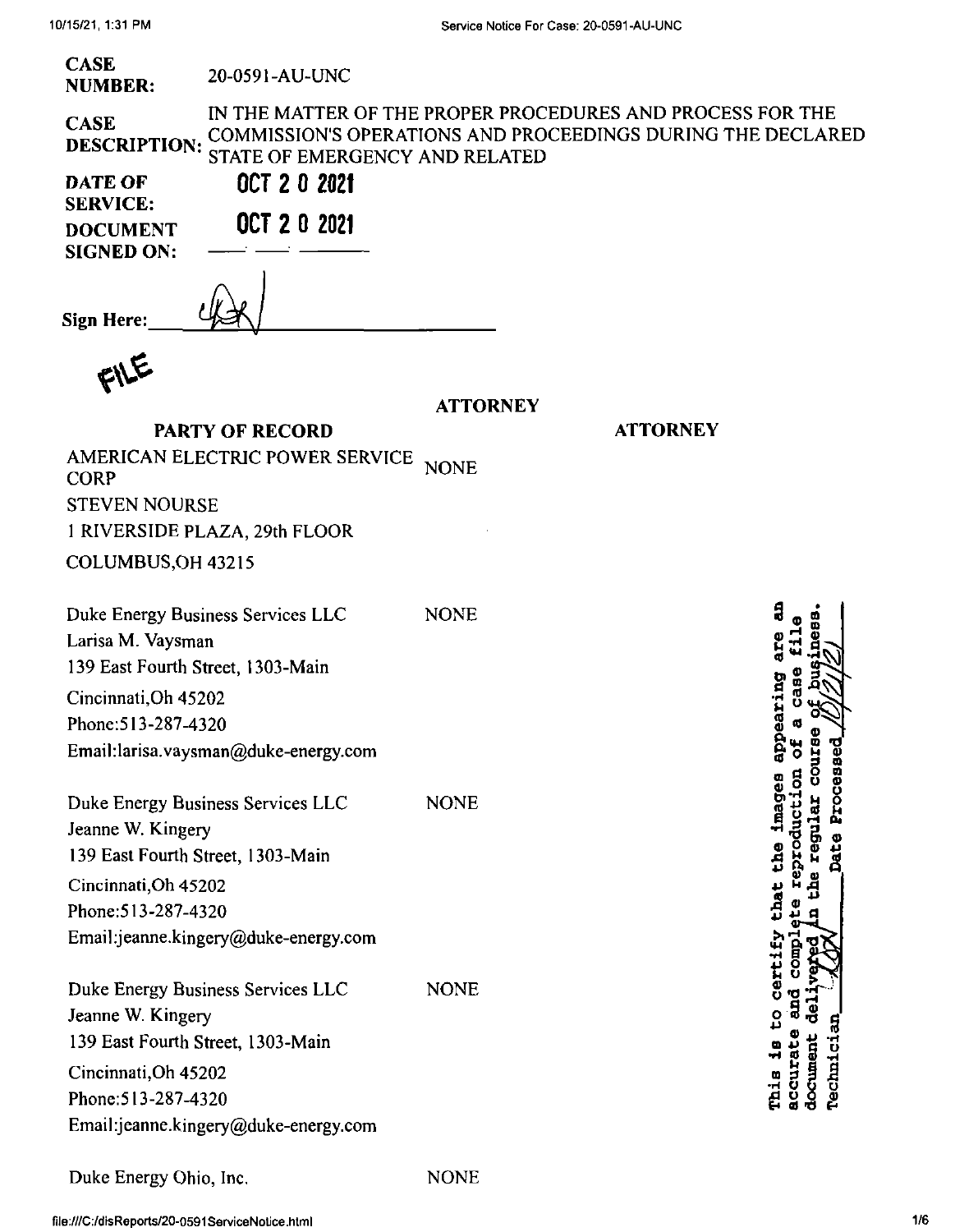**CASE NUMBER:** 20-0591-AU-UNC

**CASE DESCRIPTION:** IN THE MATTER OF THE PROPER PROCEDURES AND PROCESS FOR THE COMMISSION'S OPERATIONS AND PROCEEDINGS DURING THE DECLARED STATE OF EMERGENCY AND RELATED

**DATE OF SERVICE:** OCT 2 0 2021

**DOCUMENT SIGNED ON:** OCT 2 0 2021

**Sign Here:** ____________________

FILE

| PARTY OF RECORD | ATTORNEY | ATTORNEY |
|---|---|---|
| AMERICAN ELECTRIC POWER SERVICE CORP<br>STEVEN NOURSE<br>1 RIVERSIDE PLAZA, 29th FLOOR<br>COLUMBUS,OH 43215 | NONE | |
| Duke Energy Business Services LLC<br>Larisa M. Vaysman<br>139 East Fourth Street, 1303-Main<br>Cincinnati,Oh 45202<br>Phone:513-287-4320<br>Email:larisa.vaysman@duke-energy.com | NONE | |
| Duke Energy Business Services LLC<br>Jeanne W. Kingery<br>139 East Fourth Street, 1303-Main<br>Cincinnati,Oh 45202<br>Phone:513-287-4320<br>Email:jeanne.kingery@duke-energy.com | NONE | |
| Duke Energy Business Services LLC<br>Jeanne W. Kingery<br>139 East Fourth Street, 1303-Main<br>Cincinnati,Oh 45202<br>Phone:513-287-4320<br>Email:jeanne.kingery@duke-energy.com | NONE | |
| Duke Energy Ohio, Inc. | NONE | |

This is to certify that the images appearing are an accurate and complete reproduction of a case file document delivered in the regular course of business. Technician ____ Date Processed 10/21/21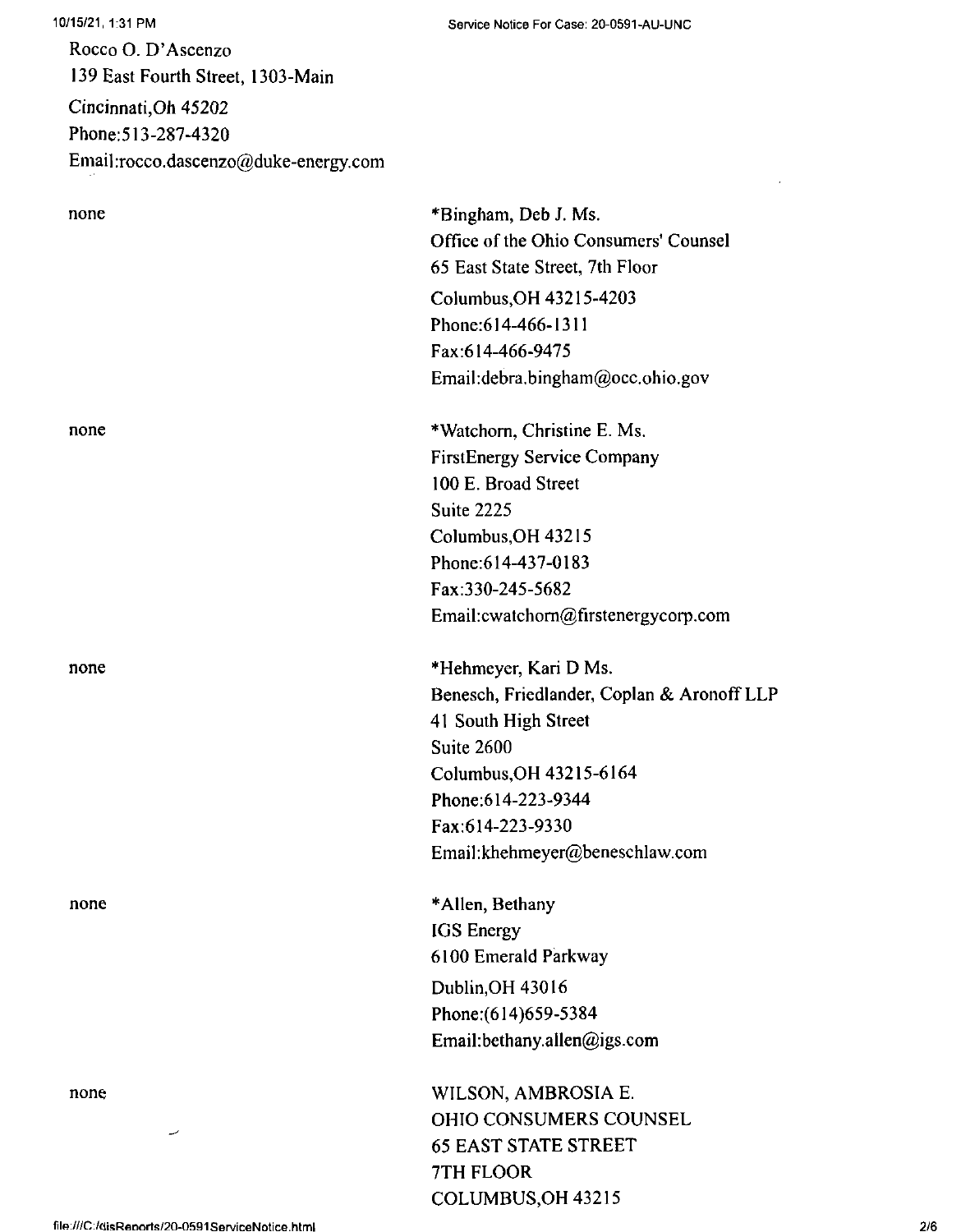Rocco O. D'Ascenzo
139 East Fourth Street, 1303-Main
Cincinnati,Oh 45202
Phone:513-287-4320
Email:rocco.dascenzo@duke-energy.com

| | |
|---|---|
| none | *Bingham, Deb J. Ms.<br>Office of the Ohio Consumers' Counsel<br>65 East State Street, 7th Floor<br>Columbus,OH 43215-4203<br>Phone:614-466-1311<br>Fax:614-466-9475<br>Email:debra.bingham@occ.ohio.gov |
| none | *Watchorn, Christine E. Ms.<br>FirstEnergy Service Company<br>100 E. Broad Street<br>Suite 2225<br>Columbus,OH 43215<br>Phone:614-437-0183<br>Fax:330-245-5682<br>Email:cwatchorn@firstenergycorp.com |
| none | *Hehmeyer, Kari D Ms.<br>Benesch, Friedlander, Coplan & Aronoff LLP<br>41 South High Street<br>Suite 2600<br>Columbus,OH 43215-6164<br>Phone:614-223-9344<br>Fax:614-223-9330<br>Email:khehmeyer@beneschlaw.com |
| none | *Allen, Bethany<br>IGS Energy<br>6100 Emerald Parkway<br>Dublin,OH 43016<br>Phone:(614)659-5384<br>Email:bethany.allen@igs.com |
| none | WILSON, AMBROSIA E.<br>OHIO CONSUMERS COUNSEL<br>65 EAST STATE STREET<br>7TH FLOOR<br>COLUMBUS,OH 43215 |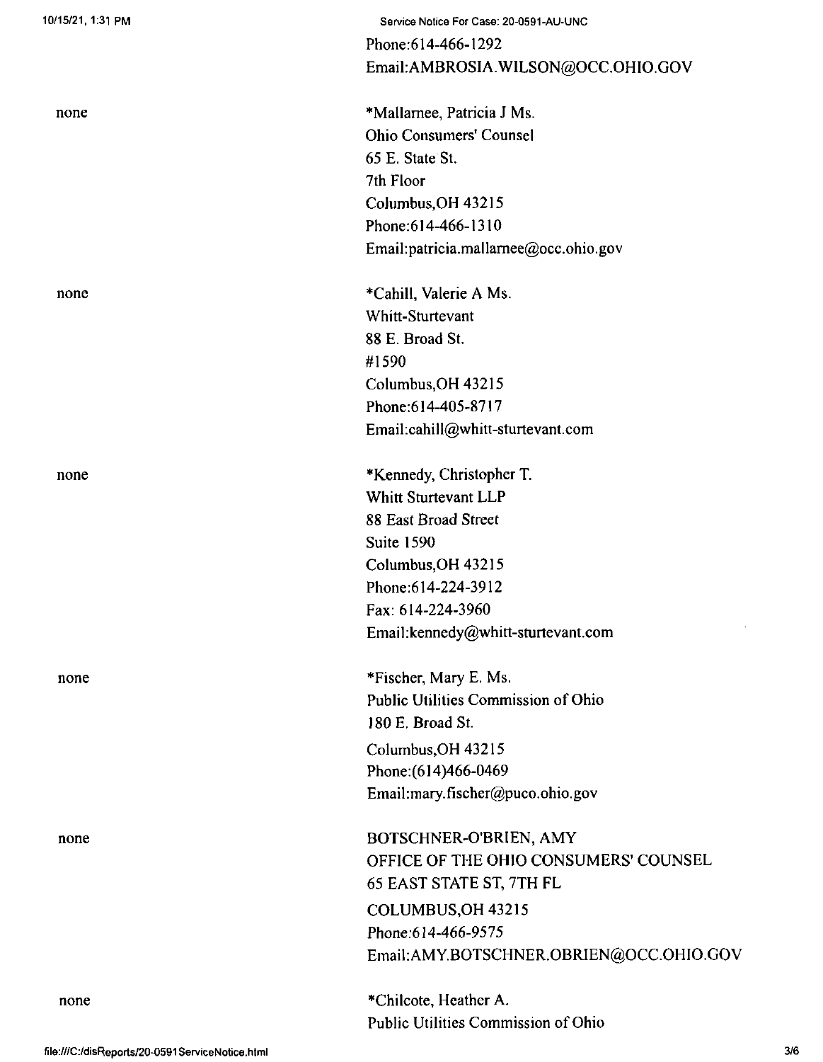Phone:614-466-1292
Email:AMBROSIA.WILSON@OCC.OHIO.GOV

| | |
|---|---|
| none | *Mallarnee, Patricia J Ms.<br>Ohio Consumers' Counsel<br>65 E. State St.<br>7th Floor<br>Columbus,OH 43215<br>Phone:614-466-1310<br>Email:patricia.mallarnee@occ.ohio.gov |
| none | *Cahill, Valerie A Ms.<br>Whitt-Sturtevant<br>88 E. Broad St.<br>#1590<br>Columbus,OH 43215<br>Phone:614-405-8717<br>Email:cahill@whitt-sturtevant.com |
| none | *Kennedy, Christopher T.<br>Whitt Sturtevant LLP<br>88 East Broad Street<br>Suite 1590<br>Columbus,OH 43215<br>Phone:614-224-3912<br>Fax: 614-224-3960<br>Email:kennedy@whitt-sturtevant.com |
| none | *Fischer, Mary E. Ms.<br>Public Utilities Commission of Ohio<br>180 E. Broad St.<br>Columbus,OH 43215<br>Phone:(614)466-0469<br>Email:mary.fischer@puco.ohio.gov |
| none | BOTSCHNER-O'BRIEN, AMY<br>OFFICE OF THE OHIO CONSUMERS' COUNSEL<br>65 EAST STATE ST, 7TH FL<br>COLUMBUS,OH 43215<br>Phone:614-466-9575<br>Email:AMY.BOTSCHNER.OBRIEN@OCC.OHIO.GOV |
| none | *Chilcote, Heather A.<br>Public Utilities Commission of Ohio |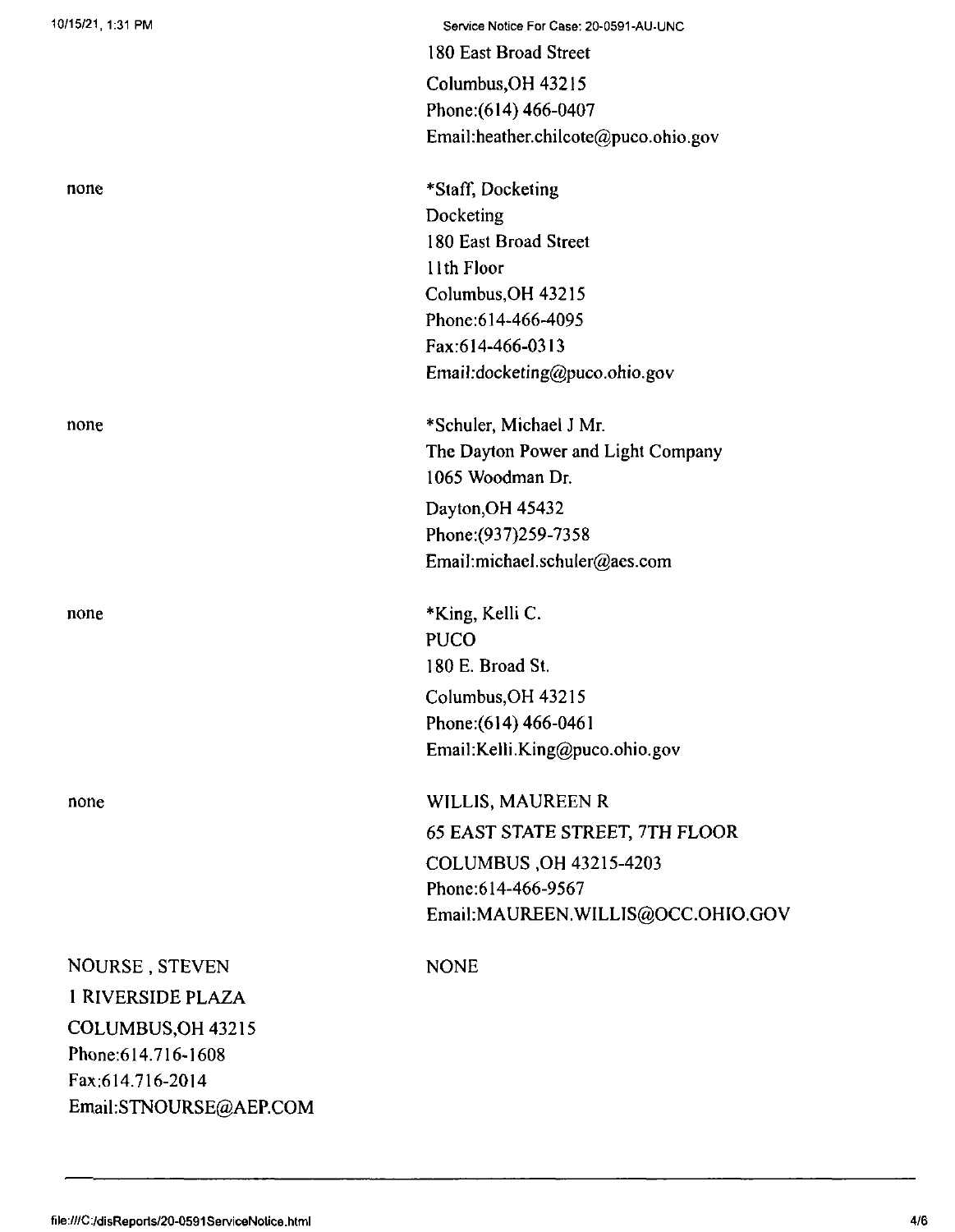180 East Broad Street
Columbus,OH 43215
Phone:(614) 466-0407
Email:heather.chilcote@puco.ohio.gov

| | |
|---|---|
| none | *Staff, Docketing<br>Docketing<br>180 East Broad Street<br>11th Floor<br>Columbus,OH 43215<br>Phone:614-466-4095<br>Fax:614-466-0313<br>Email:docketing@puco.ohio.gov |
| none | *Schuler, Michael J Mr.<br>The Dayton Power and Light Company<br>1065 Woodman Dr.<br>Dayton,OH 45432<br>Phone:(937)259-7358<br>Email:michael.schuler@aes.com |
| none | *King, Kelli C.<br>PUCO<br>180 E. Broad St.<br>Columbus,OH 43215<br>Phone:(614) 466-0461<br>Email:Kelli.King@puco.ohio.gov |
| none | WILLIS, MAUREEN R<br>65 EAST STATE STREET, 7TH FLOOR<br>COLUMBUS ,OH 43215-4203<br>Phone:614-466-9567<br>Email:MAUREEN.WILLIS@OCC.OHIO.GOV |
| NOURSE , STEVEN<br>1 RIVERSIDE PLAZA<br>COLUMBUS,OH 43215<br>Phone:614.716-1608<br>Fax:614.716-2014<br>Email:STNOURSE@AEP.COM | NONE |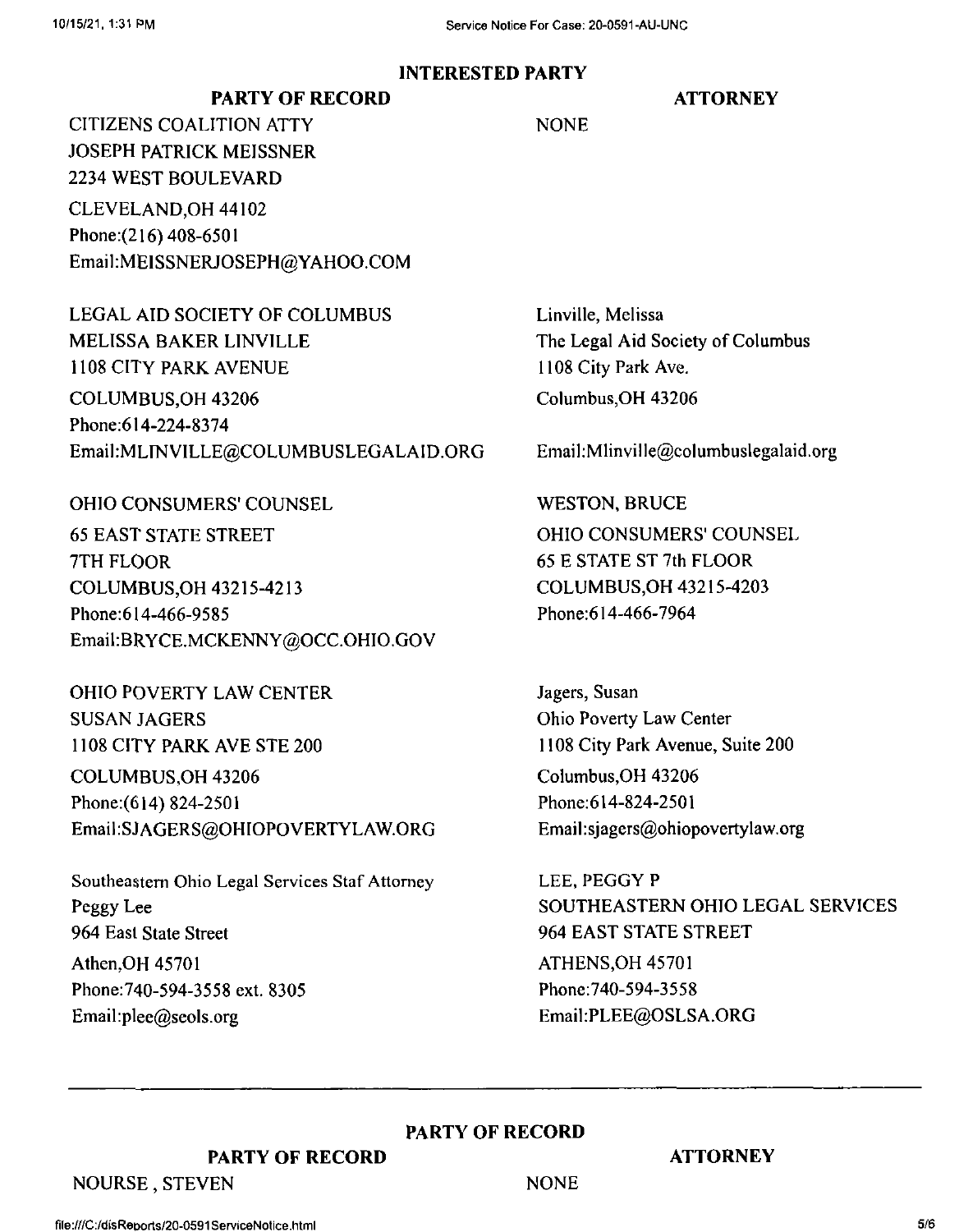## INTERESTED PARTY

| PARTY OF RECORD | ATTORNEY |
| --- | --- |
| CITIZENS COALITION ATTY<br>JOSEPH PATRICK MEISSNER<br>2234 WEST BOULEVARD<br>CLEVELAND,OH 44102<br>Phone:(216) 408-6501<br>Email:MEISSNERJOSEPH@YAHOO.COM | NONE |
| LEGAL AID SOCIETY OF COLUMBUS<br>MELISSA BAKER LINVILLE<br>1108 CITY PARK AVENUE<br>COLUMBUS,OH 43206<br>Phone:614-224-8374<br>Email:MLINVILLE@COLUMBUSLEGALAID.ORG | Linville, Melissa<br>The Legal Aid Society of Columbus<br>1108 City Park Ave.<br>Columbus,OH 43206<br>Email:Mlinville@columbuslegalaid.org |
| OHIO CONSUMERS' COUNSEL<br>65 EAST STATE STREET<br>7TH FLOOR<br>COLUMBUS,OH 43215-4213<br>Phone:614-466-9585<br>Email:BRYCE.MCKENNY@OCC.OHIO.GOV | WESTON, BRUCE<br>OHIO CONSUMERS' COUNSEL<br>65 E STATE ST 7th FLOOR<br>COLUMBUS,OH 43215-4203<br>Phone:614-466-7964 |
| OHIO POVERTY LAW CENTER<br>SUSAN JAGERS<br>1108 CITY PARK AVE STE 200<br>COLUMBUS,OH 43206<br>Phone:(614) 824-2501<br>Email:SJAGERS@OHIOPOVERTYLAW.ORG | Jagers, Susan<br>Ohio Poverty Law Center<br>1108 City Park Avenue, Suite 200<br>Columbus,OH 43206<br>Phone:614-824-2501<br>Email:sjagers@ohiopovertylaw.org |
| Southeastern Ohio Legal Services Staf Attorney<br>Peggy Lee<br>964 East State Street<br>Athen,OH 45701<br>Phone:740-594-3558 ext. 8305<br>Email:plee@seols.org | LEE, PEGGY P<br>SOUTHEASTERN OHIO LEGAL SERVICES<br>964 EAST STATE STREET<br>ATHENS,OH 45701<br>Phone:740-594-3558<br>Email:PLEE@OSLSA.ORG |

---

## PARTY OF RECORD

| PARTY OF RECORD | ATTORNEY |
| --- | --- |
| NOURSE , STEVEN | NONE |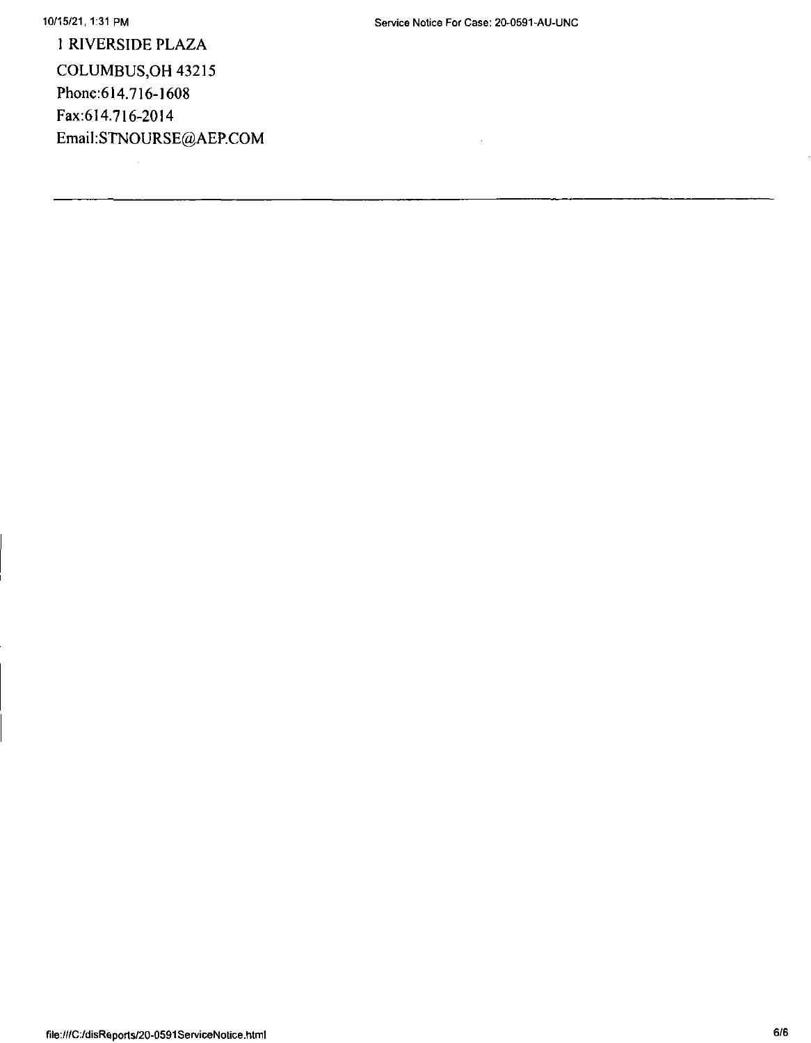1 RIVERSIDE PLAZA
COLUMBUS,OH 43215
Phone:614.716-1608
Fax:614.716-2014
Email:STNOURSE@AEP.COM

---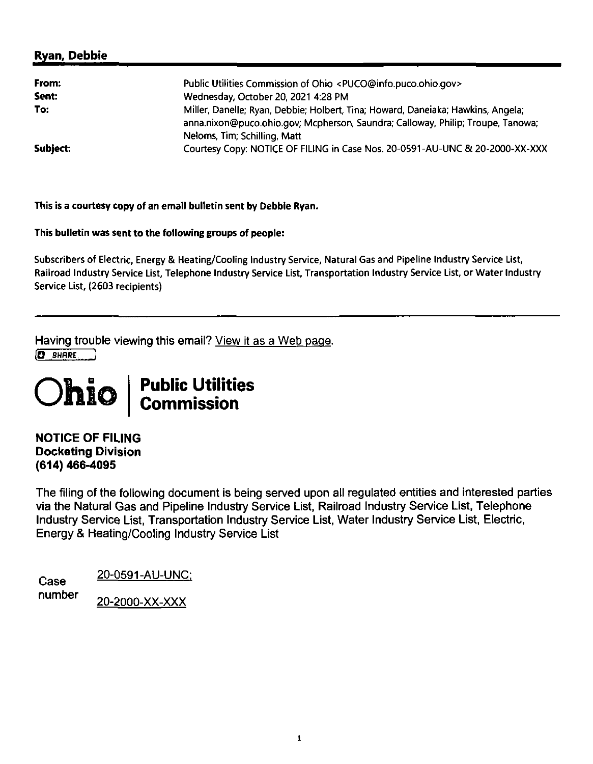**Ryan, Debbie**

| | |
|---|---|
| **From:** | Public Utilities Commission of Ohio <PUCO@info.puco.ohio.gov> |
| **Sent:** | Wednesday, October 20, 2021 4:28 PM |
| **To:** | Miller, Danelle; Ryan, Debbie; Holbert, Tina; Howard, Daneiaka; Hawkins, Angela; anna.nixon@puco.ohio.gov; Mcpherson, Saundra; Calloway, Philip; Troupe, Tanowa; Neloms, Tim; Schilling, Matt |
| **Subject:** | Courtesy Copy: NOTICE OF FILING in Case Nos. 20-0591-AU-UNC & 20-2000-XX-XXX |

**This is a courtesy copy of an email bulletin sent by Debbie Ryan.**

**This bulletin was sent to the following groups of people:**

Subscribers of Electric, Energy & Heating/Cooling Industry Service, Natural Gas and Pipeline Industry Service List, Railroad Industry Service List, Telephone Industry Service List, Transportation Industry Service List, or Water Industry Service List, (2603 recipients)

---

Having trouble viewing this email? View it as a Web page.

SHARE

**Ohio | Public Utilities Commission**

**NOTICE OF FILING**
**Docketing Division**
**(614) 466-4095**

The filing of the following document is being served upon all regulated entities and interested parties via the Natural Gas and Pipeline Industry Service List, Railroad Industry Service List, Telephone Industry Service List, Transportation Industry Service List, Water Industry Service List, Electric, Energy & Heating/Cooling Industry Service List

| | |
|---|---|
| Case number | 20-0591-AU-UNC; 20-2000-XX-XXX |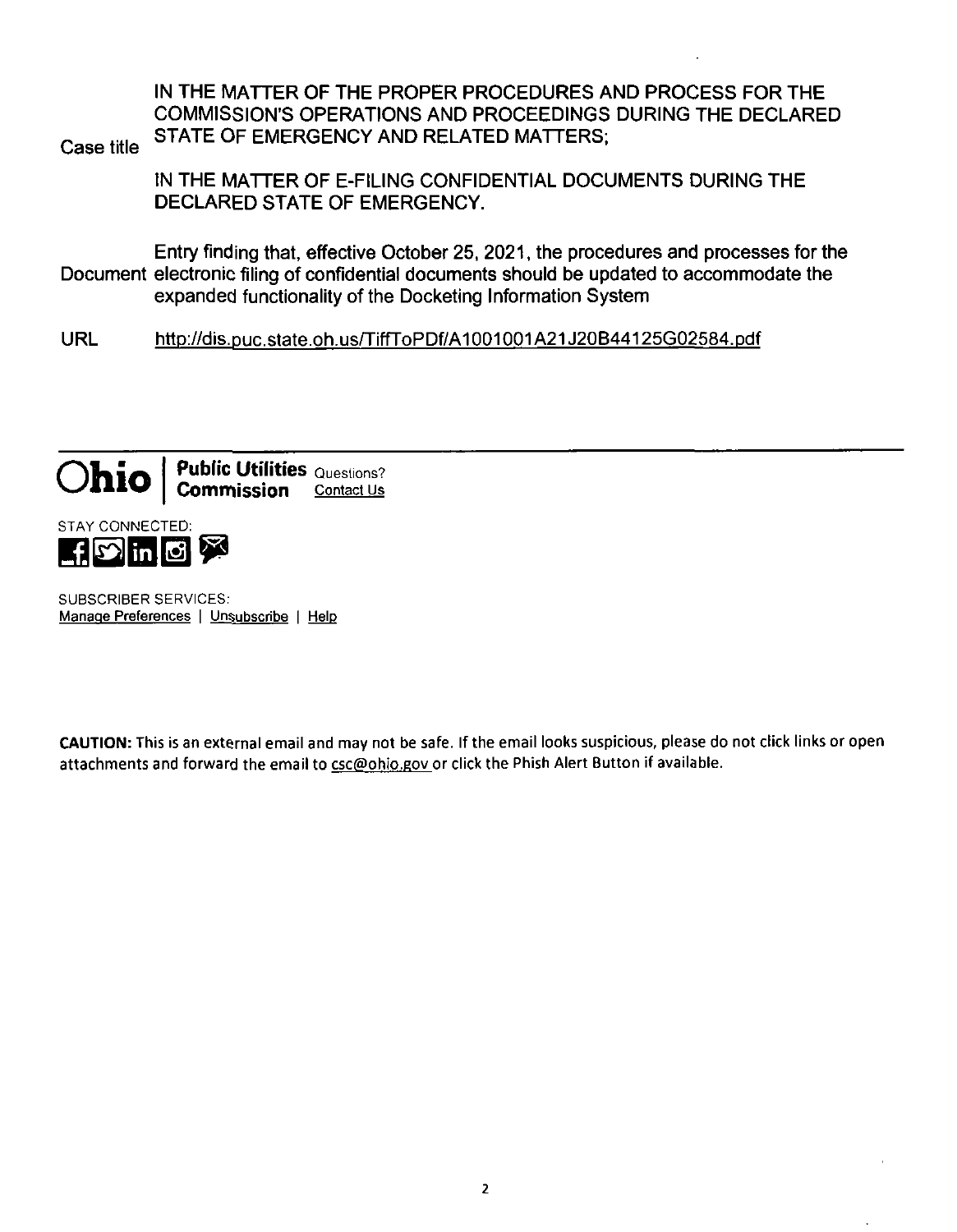| | |
|---|---|
| Case title | IN THE MATTER OF THE PROPER PROCEDURES AND PROCESS FOR THE COMMISSION'S OPERATIONS AND PROCEEDINGS DURING THE DECLARED STATE OF EMERGENCY AND RELATED MATTERS;<br><br>IN THE MATTER OF E-FILING CONFIDENTIAL DOCUMENTS DURING THE DECLARED STATE OF EMERGENCY. |
| Document | Entry finding that, effective October 25, 2021, the procedures and processes for the electronic filing of confidential documents should be updated to accommodate the expanded functionality of the Docketing Information System |
| URL | http://dis.puc.state.oh.us/TiffToPDf/A1001001A21J20B44125G02584.pdf |

---

**Ohio | Public Utilities Commission** Questions? Contact Us

STAY CONNECTED:

SUBSCRIBER SERVICES:
Manage Preferences | Unsubscribe | Help

**CAUTION:** This is an external email and may not be safe. If the email looks suspicious, please do not click links or open attachments and forward the email to csc@ohio.gov or click the Phish Alert Button if available.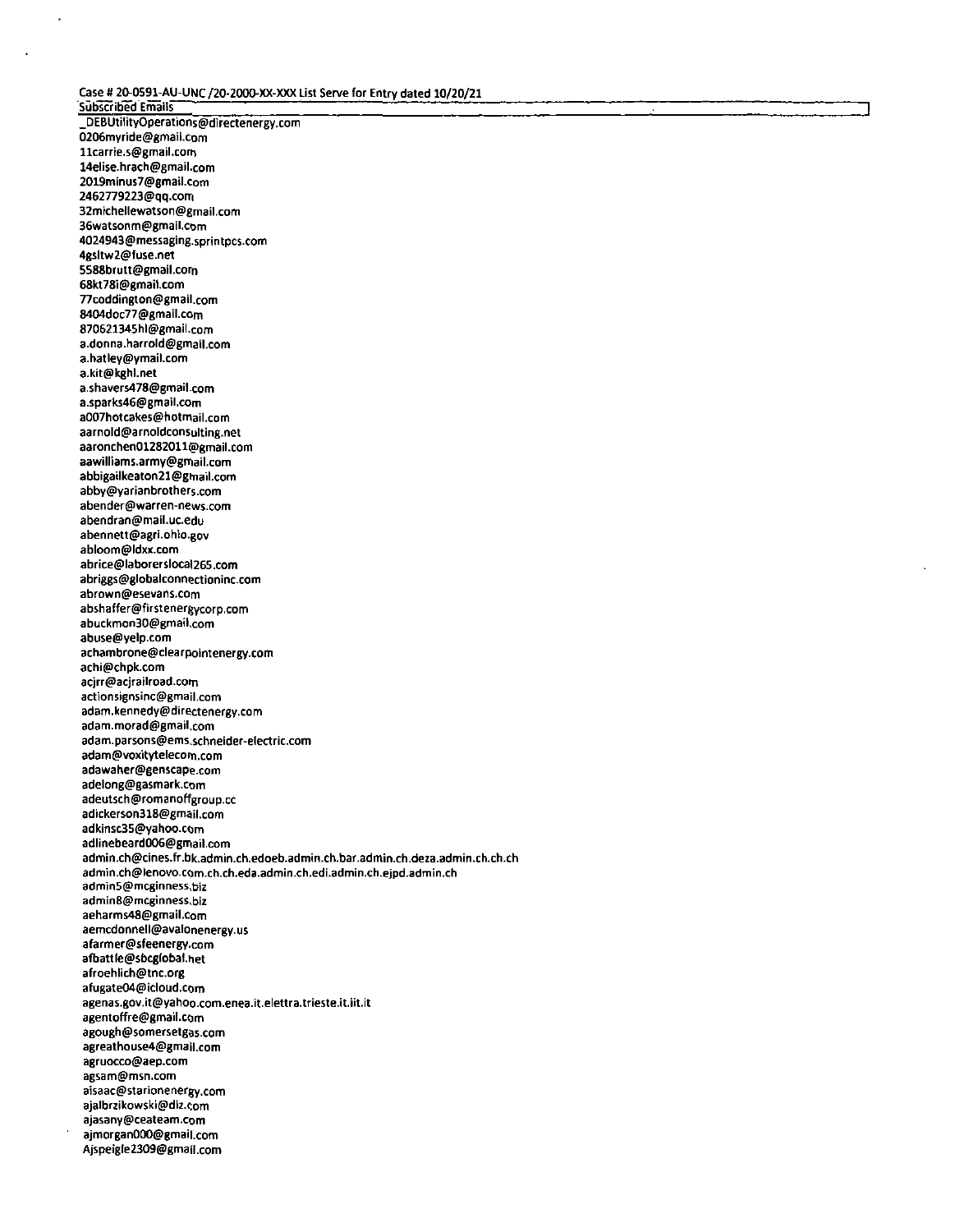Case # 20-0591-AU-UNC /20-2000-XX-XXX List Serve for Entry dated 10/20/21

| Subscribed Emails |
|---|
| _DEBUtilityOperations@directenergy.com |
| 0206myride@gmail.com |
| 11carrie.s@gmail.com |
| 14elise.hrach@gmail.com |
| 2019minus7@gmail.com |
| 2462779223@qq.com |
| 32michellewatson@gmail.com |
| 36watsonm@gmail.com |
| 4024943@messaging.sprintpcs.com |
| 4gsltw2@fuse.net |
| 5588brutt@gmail.com |
| 68kt78i@gmail.com |
| 77coddington@gmail.com |
| 8404doc77@gmail.com |
| 870621345hl@gmail.com |
| a.donna.harrold@gmail.com |
| a.hatley@ymail.com |
| a.kit@kghl.net |
| a.shavers478@gmail.com |
| a.sparks46@gmail.com |
| a007hotcakes@hotmail.com |
| aarnold@arnoldconsulting.net |
| aaronchen01282011@gmail.com |
| aawilliams.army@gmail.com |
| abbigailkeaton21@gmail.com |
| abby@yarianbrothers.com |
| abender@warren-news.com |
| abendran@mail.uc.edu |
| abennett@agri.ohio.gov |
| abloom@ldxx.com |
| abrice@laborerslocal265.com |
| abriggs@globalconnectioninc.com |
| abrown@esevans.com |
| abshaffer@firstenergycorp.com |
| abuckmon30@gmail.com |
| abuse@yelp.com |
| achambrone@clearpointenergy.com |
| achi@chpk.com |
| acjrr@acjrailroad.com |
| actionsignsinc@gmail.com |
| adam.kennedy@directenergy.com |
| adam.morad@gmail.com |
| adam.parsons@ems.schneider-electric.com |
| adam@voxitytelecom.com |
| adawaher@genscape.com |
| adelong@gasmark.com |
| adeutsch@romanoffgroup.cc |
| adickerson318@gmail.com |
| adkinsc35@yahoo.com |
| adlinebeard006@gmail.com |
| admin.ch@cines.fr.bk.admin.ch.edoeb.admin.ch.bar.admin.ch.deza.admin.ch.ch.ch |
| admin.ch@lenovo.com.ch.ch.eda.admin.ch.edi.admin.ch.ejpd.admin.ch |
| admin5@mcginness.biz |
| admin8@mcginness.biz |
| aeharms48@gmail.com |
| aemcdonnell@avalonenergy.us |
| afarmer@sfeenergy.com |
| afbattle@sbcglobal.net |
| afroehlich@tnc.org |
| afugate04@icloud.com |
| agenas.gov.it@yahoo.com.enea.it.elettra.trieste.it.iit.it |
| agentoffre@gmail.com |
| agough@somersetgas.com |
| agreathouse4@gmail.com |
| agruocco@aep.com |
| agsam@msn.com |
| aisaac@starionenergy.com |
| ajalbrzikowski@dlz.com |
| ajasany@ceateam.com |
| ajmorgan000@gmail.com |
| Ajspeigle2309@gmail.com |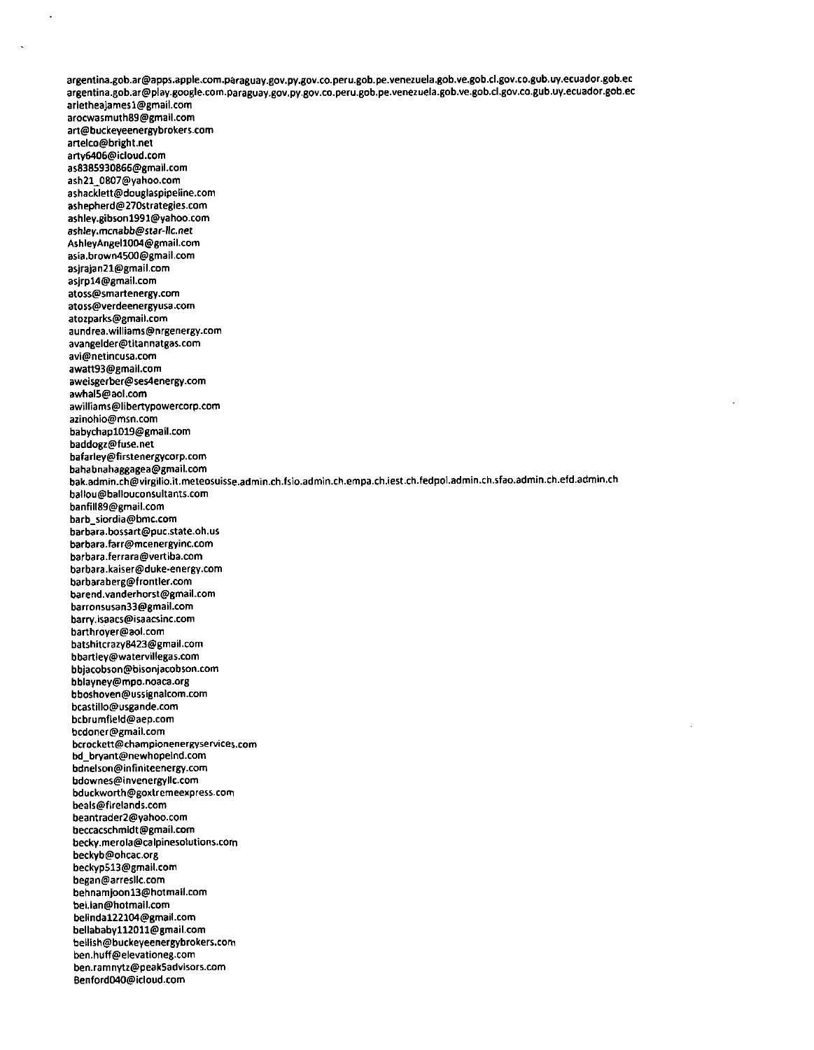argentina.gob.ar@apps.apple.com.paraguay.gov.py.gov.co.peru.gob.pe.venezuela.gob.ve.gob.cl.gov.co.gub.uy.ecuador.gob.ec
argentina.gob.ar@play.google.com.paraguay.gov.py.gov.co.peru.gob.pe.venezuela.gob.ve.gob.cl.gov.co.gub.uy.ecuador.gob.ec
arletheajames1@gmail.com
arocwasmuth89@gmail.com
art@buckeyeenergybrokers.com
artelco@bright.net
arty6406@icloud.com
as8385930866@gmail.com
ash21_0807@yahoo.com
ashacklett@douglaspipeline.com
ashepherd@270strategies.com
ashley.gibson1991@yahoo.com
*ashley.mcnabb@star-llc.net*
AshleyAngel1004@gmail.com
asia.brown4500@gmail.com
asjrajan21@gmail.com
asjrp14@gmail.com
atoss@smartenergy.com
atoss@verdeenergyusa.com
atozparks@gmail.com
aundrea.williams@nrgenergy.com
avangelder@titannatgas.com
avi@netincusa.com
awatt93@gmail.com
aweisgerber@ses4energy.com
awhal5@aol.com
awilliams@libertypowercorp.com
azinohio@msn.com
babychap1019@gmail.com
baddogz@fuse.net
bafarley@firstenergycorp.com
bahabnahaggagea@gmail.com
bak.admin.ch@virgilio.it.meteosuisse.admin.ch.fsio.admin.ch.empa.ch.iest.ch.fedpol.admin.ch.sfao.admin.ch.efd.admin.ch
ballou@ballouconsultants.com
banfill89@gmail.com
barb_siordia@bmc.com
barbara.bossart@puc.state.oh.us
barbara.farr@mcenergyinc.com
barbara.ferrara@vertiba.com
barbara.kaiser@duke-energy.com
barbaraberg@frontier.com
barend.vanderhorst@gmail.com
barronsusan33@gmail.com
barry.isaacs@isaacsinc.com
barthroyer@aol.com
batshitcrazy8423@gmail.com
bbartley@watervillegas.com
bbjacobson@bisonjacobson.com
bblayney@mpo.noaca.org
bboshoven@ussignalcom.com
bcastillo@usgande.com
bcbrumfield@aep.com
bcdoner@gmail.com
bcrockett@championenergyservices.com
bd_bryant@newhopelnd.com
bdnelson@infiniteenergy.com
bdownes@invenergyllc.com
bduckworth@goxtremeexpress.com
beals@firelands.com
beantrader2@yahoo.com
beccacschmidt@gmail.com
becky.merola@calpinesolutions.com
beckyb@ohcac.org
beckyp513@gmail.com
began@arresllc.com
behnamjoon13@hotmail.com
bei.ian@hotmail.com
belinda122104@gmail.com
bellababy112011@gmail.com
bellish@buckeyeenergybrokers.com
ben.huff@elevationeg.com
ben.ramnytz@peak5advisors.com
Benford040@icloud.com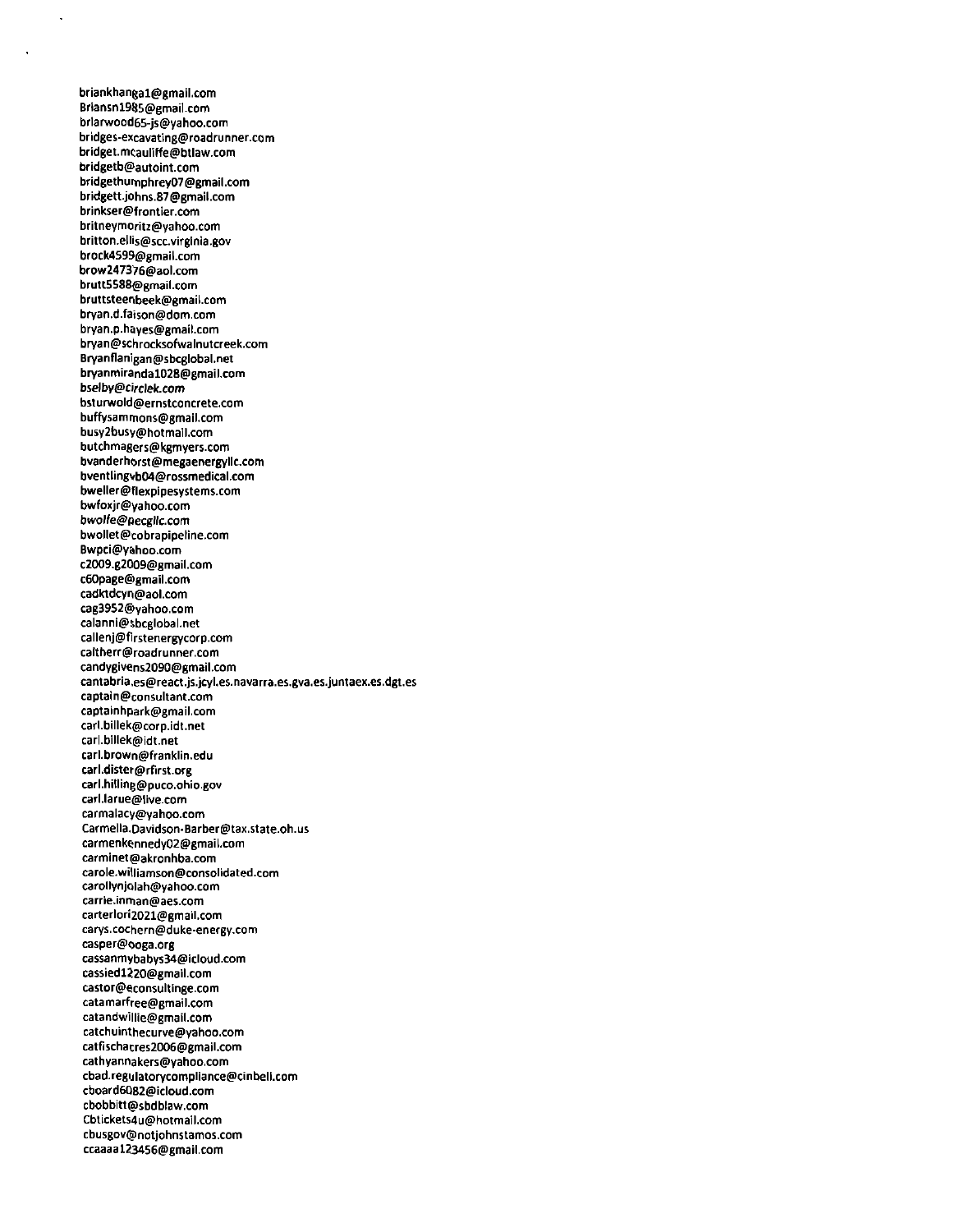briankhanga1@gmail.com
Briansn1985@gmail.com
briarwood65-js@yahoo.com
bridges-excavating@roadrunner.com
bridget.mcauliffe@btlaw.com
bridgetb@autoint.com
bridgethumphrey07@gmail.com
bridgett.johns.87@gmail.com
brinkser@frontier.com
britneymoritz@yahoo.com
britton.ellis@scc.virginia.gov
brock4599@gmail.com
brow247376@aol.com
brutt5588@gmail.com
bruttsteenbeek@gmail.com
bryan.d.faison@dom.com
bryan.p.hayes@gmail.com
bryan@schrocksofwalnutcreek.com
Bryanflanigan@sbcglobal.net
bryanmiranda1028@gmail.com
*bselby@circlek.com*
bsturwold@ernstconcrete.com
buffysammons@gmail.com
busy2busy@hotmail.com
butchmagers@kgmyers.com
bvanderhorst@megaenergyllc.com
bventlingvb04@rossmedical.com
bweller@flexpipesystems.com
bwfoxjr@yahoo.com
*bwolfe@pecgllc.com*
bwollet@cobrapipeline.com
Bwpci@yahoo.com
c2009.g2009@gmail.com
c60page@gmail.com
cadktdcyn@aol.com
cag3952@yahoo.com
calanni@sbcglobal.net
callenj@firstenergycorp.com
caltherr@roadrunner.com
candygivens2090@gmail.com
cantabria.es@react.js.jcyl.es.navarra.es.gva.es.juntaex.es.dgt.es
captain@consultant.com
captainhpark@gmail.com
carl.billek@corp.idt.net
carl.billek@idt.net
carl.brown@franklin.edu
carl.dister@rfirst.org
carl.hilling@puco.ohio.gov
carl.larue@live.com
carmalacy@yahoo.com
Carmella.Davidson-Barber@tax.state.oh.us
carmenkennedy02@gmail.com
carminet@akronhba.com
carole.williamson@consolidated.com
carollynjolah@yahoo.com
carrie.inman@aes.com
carterlori2021@gmail.com
carys.cochern@duke-energy.com
casper@ooga.org
cassanmybabys34@icloud.com
cassied1220@gmail.com
castor@econsultinge.com
catamarfree@gmail.com
catandwillie@gmail.com
catchuinthecurve@yahoo.com
catfischacres2006@gmail.com
cathyannakers@yahoo.com
cbad.regulatorycompliance@cinbell.com
cboard6082@icloud.com
cbobbitt@sbdblaw.com
Cbtickets4u@hotmail.com
cbusgov@notjohnstamos.com
ccaaaa123456@gmail.com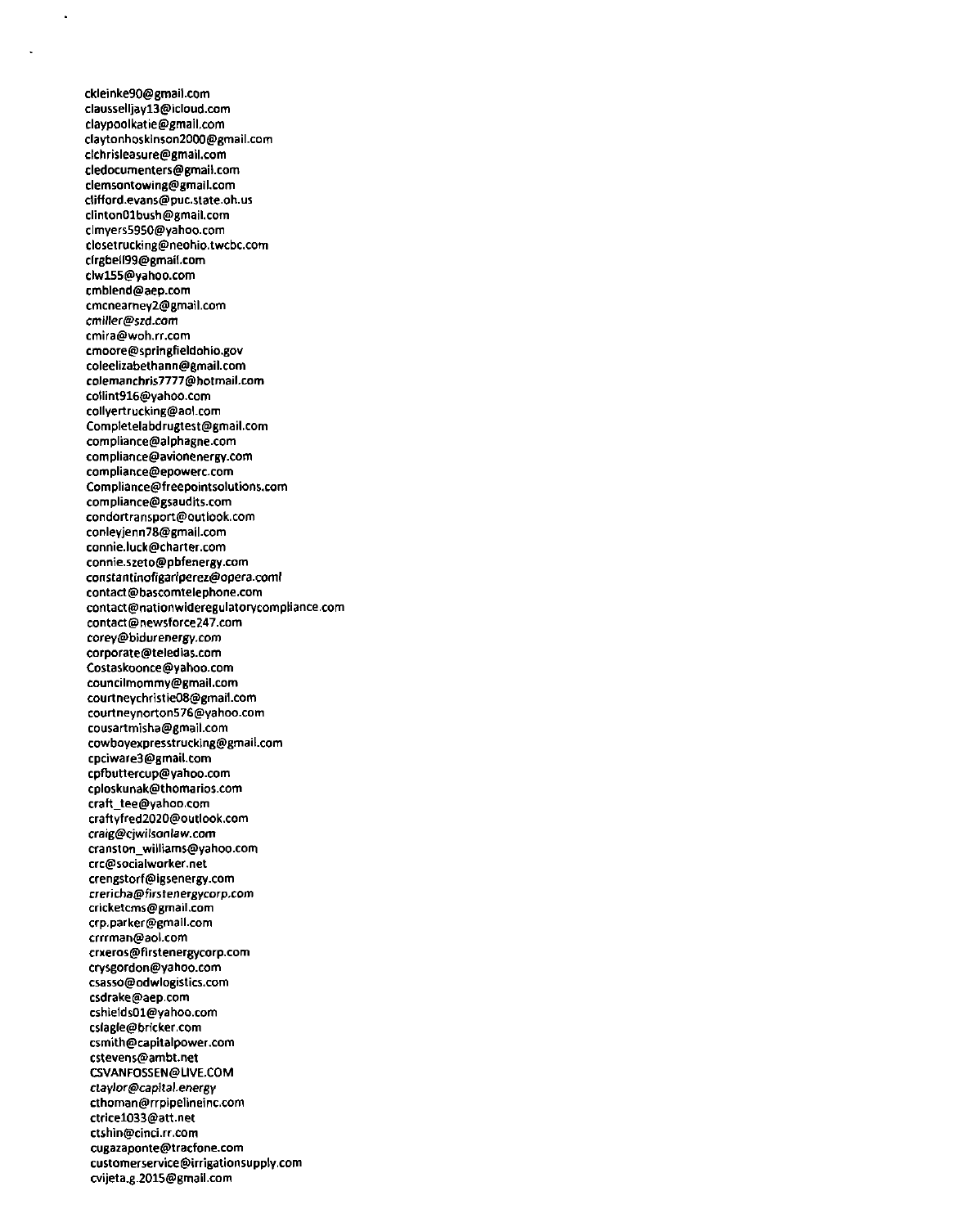ckleinke90@gmail.com
claussellijay13@icloud.com
claypoolkatie@gmail.com
claytonhoskinson2000@gmail.com
clchrisleasure@gmail.com
cledocumenters@gmail.com
clemsontowing@gmail.com
clifford.evans@puc.state.oh.us
clinton01bush@gmail.com
clmyers5950@yahoo.com
closetrucking@neohio.twcbc.com
clrgbell99@gmail.com
clw155@yahoo.com
cmblend@aep.com
cmcnearney2@gmail.com
cmiller@szd.com
cmira@woh.rr.com
cmoore@springfieldohio.gov
coleelizabethann@gmail.com
colemanchris7777@hotmail.com
collint916@yahoo.com
collyertrucking@aol.com
Completelabdrugtest@gmail.com
compliance@alphagne.com
compliance@avionenergy.com
compliance@epowerc.com
Compliance@freepointsolutions.com
compliance@gsaudits.com
condortransport@outlook.com
conleyjenn78@gmail.com
connie.luck@charter.com
connie.szeto@pbfenergy.com
constantinofigariperez@opera.coml
contact@bascomtelephone.com
contact@nationwideregulatorycompliance.com
contact@newsforce247.com
corey@bidurenergy.com
corporate@teledias.com
Costaskoonce@yahoo.com
councilmommy@gmail.com
courtneychristie08@gmail.com
courtneynorton576@yahoo.com
cousartmisha@gmail.com
cowboyexpresstrucking@gmail.com
cpciware3@gmail.com
cpfbuttercup@yahoo.com
cploskunak@thomarios.com
craft_tee@yahoo.com
craftyfred2020@outlook.com
craig@cjwilsonlaw.com
cranston_williams@yahoo.com
crc@socialworker.net
crengstorf@igsenergy.com
crericha@firstenergycorp.com
cricketcms@gmail.com
crp.parker@gmail.com
crrrman@aol.com
crxeros@firstenergycorp.com
crysgordon@yahoo.com
csasso@odwlogistics.com
csdrake@aep.com
cshields01@yahoo.com
cslagle@bricker.com
csmith@capitalpower.com
cstevens@ambt.net
CSVANFOSSEN@LIVE.COM
ctaylor@capital.energy
cthoman@rrpipelineinc.com
ctrice1033@att.net
ctshin@cinci.rr.com
cugazaponte@tracfone.com
customerservice@irrigationsupply.com
cvijeta.g.2015@gmail.com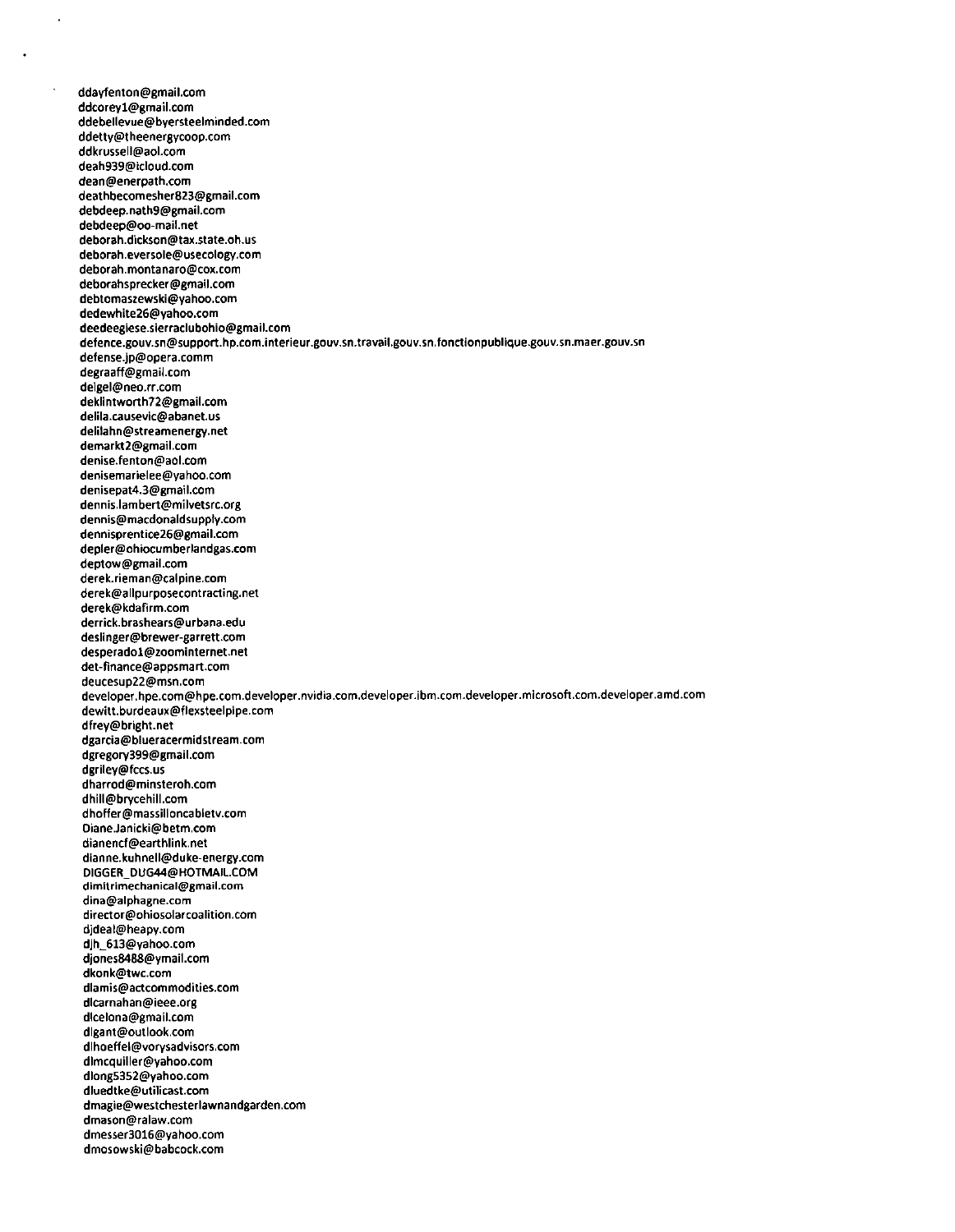ddayfenton@gmail.com
ddcorey1@gmail.com
ddebellevue@byersteelminded.com
ddetty@theenergycoop.com
ddkrussell@aol.com
deah939@icloud.com
dean@enerpath.com
deathbecomesher823@gmail.com
debdeep.nath9@gmail.com
debdeep@oo-mail.net
deborah.dickson@tax.state.oh.us
deborah.eversole@usecology.com
deborah.montanaro@cox.com
deborahsprecker@gmail.com
debtomaszewski@yahoo.com
dedewhite26@yahoo.com
deedeegiese.sierraclubohio@gmail.com
defence.gouv.sn@support.hp.com.interieur.gouv.sn.travail.gouv.sn.fonctionpublique.gouv.sn.maer.gouv.sn
defense.jp@opera.comm
degraaff@gmail.com
deigel@neo.rr.com
deklintworth72@gmail.com
delila.causevic@abanet.us
delilahn@streamenergy.net
demarkt2@gmail.com
denise.fenton@aol.com
denisemarielee@yahoo.com
denisepat4.3@gmail.com
dennis.lambert@milvetsrc.org
dennis@macdonaldsupply.com
dennisprentice26@gmail.com
depler@ohiocumberlandgas.com
deptow@gmail.com
derek.rieman@calpine.com
derek@allpurposecontracting.net
derek@kdafirm.com
derrick.brashears@urbana.edu
deslinger@brewer-garrett.com
desperado1@zoominternet.net
det-finance@appsmart.com
deucesup22@msn.com
developer.hpe.com@hpe.com.developer.nvidia.com.developer.ibm.com.developer.microsoft.com.developer.amd.com
dewitt.burdeaux@flexsteelpipe.com
dfrey@bright.net
dgarcia@blueracermidstream.com
dgregory399@gmail.com
dgriley@fccs.us
dharrod@minsteroh.com
dhill@brycehill.com
dhoffer@massilloncabletv.com
Diane.Janicki@betm.com
dianencf@earthlink.net
dianne.kuhnell@duke-energy.com
DIGGER_DUG44@HOTMAIL.COM
dimitrimechanical@gmail.com
dina@alphagne.com
director@ohiosolarcoalition.com
djdeal@heapy.com
djh_613@yahoo.com
djones8488@ymail.com
dkonk@twc.com
dlamis@actcommodities.com
dlcarnahan@ieee.org
dlcelona@gmail.com
dlgant@outlook.com
dlhoeffel@vorysadvisors.com
dlmcquiller@yahoo.com
dlong5352@yahoo.com
dluedtke@utilicast.com
dmagie@westchesterlawnandgarden.com
dmason@ralaw.com
dmesser3016@yahoo.com
dmosowski@babcock.com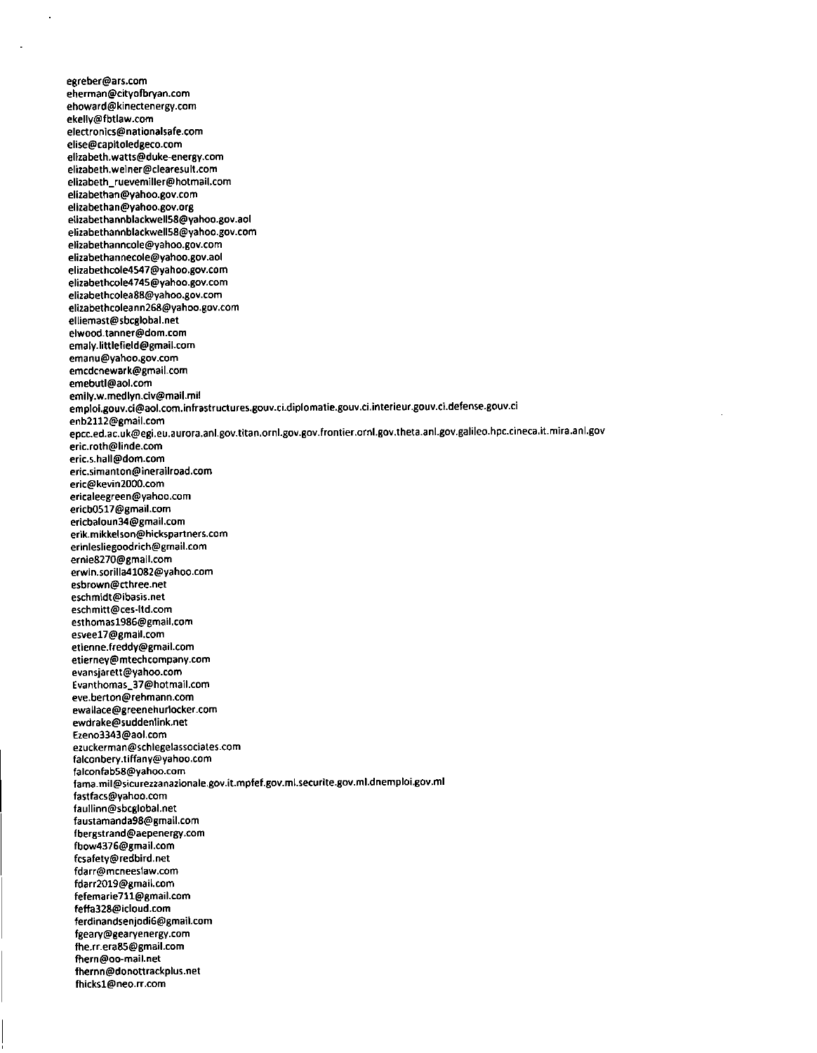egreber@ars.com
eherman@cityofbryan.com
ehoward@kinectenergy.com
ekelly@fbtlaw.com
electronics@nationalsafe.com
elise@capitoledgeco.com
elizabeth.watts@duke-energy.com
elizabeth.weiner@clearesult.com
elizabeth_ruevemiller@hotmail.com
elizabethan@yahoo.gov.com
elizabethan@yahoo.gov.org
elizabethannblackwell58@yahoo.gov.aol
elizabethannblackwell58@yahoo.gov.com
elizabethanncole@yahoo.gov.com
elizabethannecole@yahoo.gov.aol
elizabethcole4547@yahoo.gov.com
elizabethcole4745@yahoo.gov.com
elizabethcolea88@yahoo.gov.com
elizabethcoleann268@yahoo.gov.com
elliemast@sbcglobal.net
elwood.tanner@dom.com
emaly.littlefield@gmail.com
emanu@yahoo.gov.com
emcdcnewark@gmail.com
emebutl@aol.com
emily.w.medlyn.civ@mail.mil
emploi.gouv.ci@aol.com.infrastructures.gouv.ci.diplomatie.gouv.ci.interieur.gouv.ci.defense.gouv.ci
enb2112@gmail.com
epcc.ed.ac.uk@egi.eu.aurora.anl.gov.titan.ornl.gov.gov.frontier.ornl.gov.theta.anl.gov.galileo.hpc.cineca.it.mira.anl.gov
eric.roth@linde.com
eric.s.hall@dom.com
eric.simanton@ineralroad.com
eric@kevin2000.com
ericaleegreen@yahoo.com
ericb0517@gmail.com
ericbaloun34@gmail.com
erik.mikkelson@hickspartners.com
erinlesliegoodrich@gmail.com
ernie8270@gmail.com
erwin.sorilla41082@yahoo.com
esbrown@cthree.net
eschmidt@ibasis.net
eschmitt@ces-ltd.com
esthomas1986@gmail.com
esvee17@gmail.com
etienne.freddy@gmail.com
etierney@mtechcompany.com
evansjarett@yahoo.com
Evanthomas_37@hotmail.com
eve.berton@rehmann.com
ewallace@greenehurlocker.com
ewdrake@suddenlink.net
Ezeno3343@aol.com
ezuckerman@schlegelassociates.com
falconbery.tiffany@yahoo.com
falconfab58@yahoo.com
fama.mil@sicurezzanazionale.gov.it.mpfef.gov.ml.securite.gov.ml.dnemploi.gov.ml
fastfacs@yahoo.com
faullinn@sbcglobal.net
faustamanda98@gmail.com
fbergstrand@aepenergy.com
fbow4376@gmail.com
fcsafety@redbird.net
fdarr@mcneeslaw.com
fdarr2019@gmail.com
fefemarie711@gmail.com
feffa328@icloud.com
ferdinandsenjodi6@gmail.com
fgeary@gearyenergy.com
fhe.rr.era85@gmail.com
fhern@oo-mail.net
fhernn@donottrackplus.net
fhicks1@neo.rr.com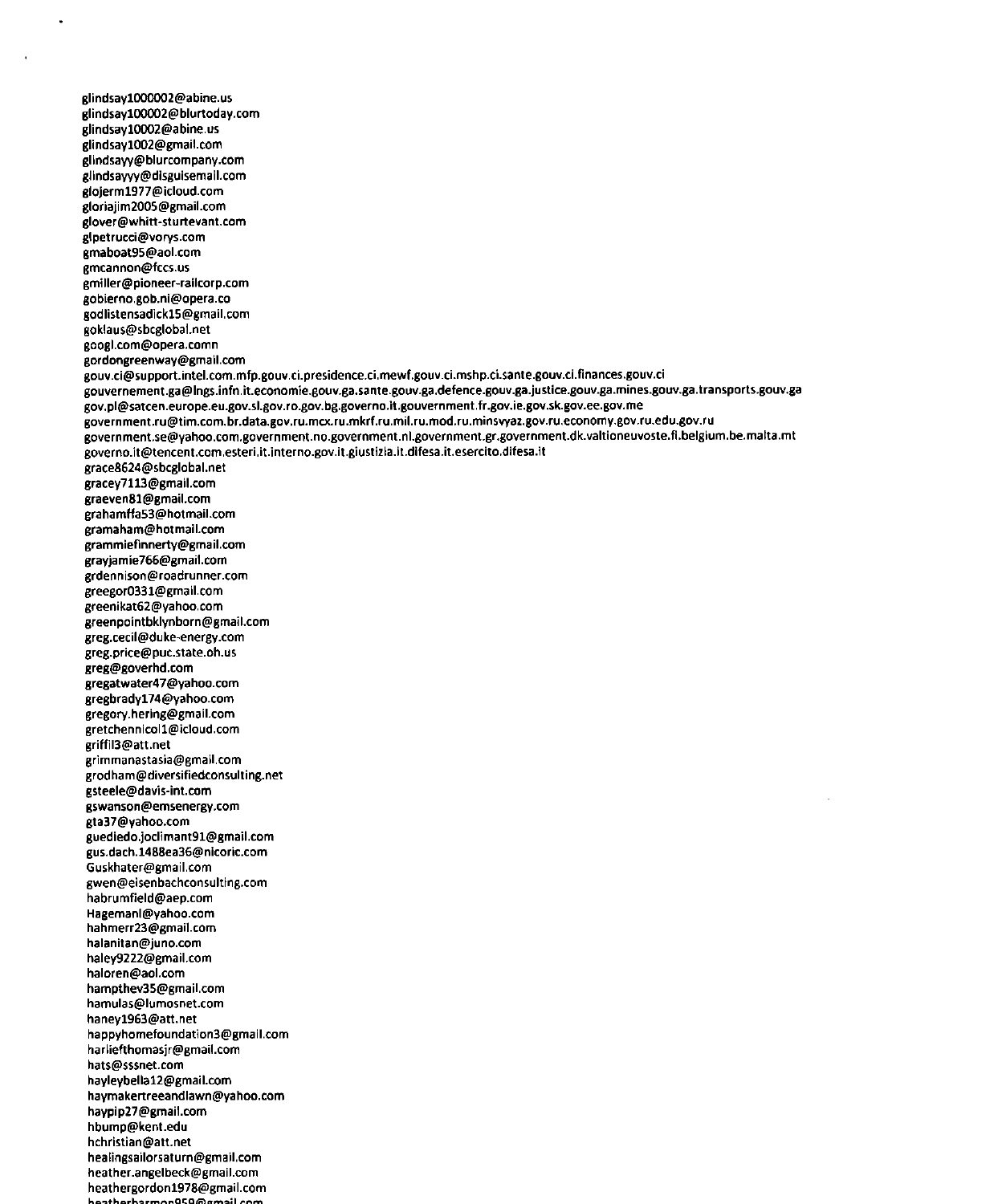glindsay1000002@abine.us
glindsay100002@blurtoday.com
glindsay10002@abine.us
glindsay1002@gmail.com
glindsayy@blurcompany.com
glindsayyy@disguisemail.com
glojerm1977@icloud.com
gloriajim2005@gmail.com
glover@whitt-sturtevant.com
glpetrucci@vorys.com
gmaboat95@aol.com
gmcannon@fccs.us
gmiller@pioneer-railcorp.com
gobierno.gob.ni@opera.co
godlistensadick15@gmail.com
goklaus@sbcglobal.net
googl.com@opera.comn
gordongreenway@gmail.com
gouv.ci@support.intel.com.mfp.gouv.ci.presidence.ci.mewf.gouv.ci.mshp.ci.sante.gouv.ci.finances.gouv.ci
gouvernement.ga@lngs.infn.it.economie.gouv.ga.sante.gouv.ga.defence.gouv.ga.justice.gouv.ga.mines.gouv.ga.transports.gouv.ga
gov.pl@satcen.europe.eu.gov.sl.gov.ro.gov.bg.governo.it.gouvernment.fr.gov.ie.gov.sk.gov.ee.gov.me
government.ru@tim.com.br.data.gov.ru.mcx.ru.mkrf.ru.mil.ru.mod.ru.minsvyaz.gov.ru.economy.gov.ru.edu.gov.ru
government.se@yahoo.com.government.no.government.nl.government.gr.government.dk.valtioneuvoste.fi.belgium.be.malta.mt
governo.it@tencent.com.esteri.it.interno.gov.it.giustizia.it.difesa.it.esercito.difesa.it
grace8624@sbcglobal.net
gracey7113@gmail.com
graeven81@gmail.com
grahamffa53@hotmail.com
gramaham@hotmail.com
grammiefinnerty@gmail.com
grayjamie766@gmail.com
grdennison@roadrunner.com
greegor0331@gmail.com
greenikat62@yahoo.com
greenpointbklynborn@gmail.com
greg.cecil@duke-energy.com
greg.price@puc.state.oh.us
greg@goverhd.com
gregatwater47@yahoo.com
gregbrady174@yahoo.com
gregory.hering@gmail.com
gretchennicol1@icloud.com
griffil3@att.net
grimmanastasia@gmail.com
grodham@diversifiedconsulting.net
gsteele@davis-int.com
gswanson@emsenergy.com
gta37@yahoo.com
guediedo.joclimant91@gmail.com
gus.dach.1488ea36@nicoric.com
Guskhater@gmail.com
gwen@eisenbachconsulting.com
habrumfield@aep.com
Hagemanl@yahoo.com
hahmerr23@gmail.com
halanitan@juno.com
haley9222@gmail.com
haloren@aol.com
hampthev35@gmail.com
hamulas@lumosnet.com
haney1963@att.net
happyhomefoundation3@gmail.com
harliefthomasjr@gmail.com
hats@sssnet.com
hayleybella12@gmail.com
haymakertreeandlawn@yahoo.com
haypip27@gmail.com
hbump@kent.edu
hchristian@att.net
healingsailorsaturn@gmail.com
heather.angelbeck@gmail.com
heathergordon1978@gmail.com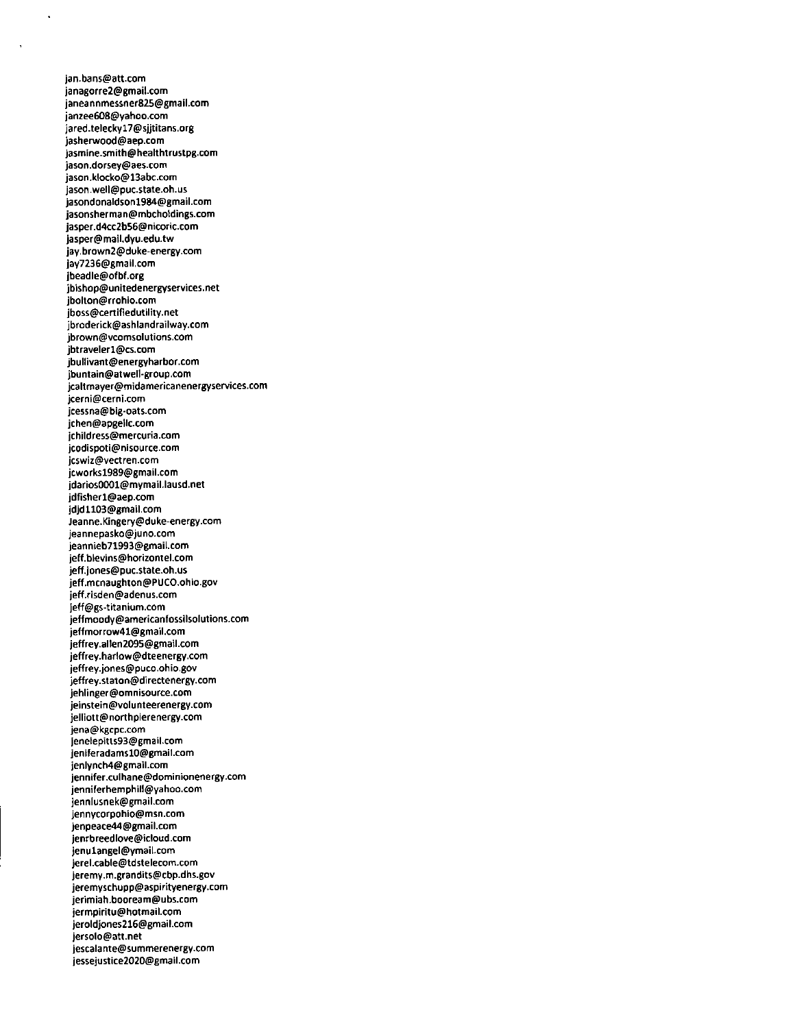jan.bans@att.com
janagorre2@gmail.com
janeannmessner825@gmail.com
janzee608@yahoo.com
jared.telecky17@sjjtitans.org
jasherwood@aep.com
jasmine.smith@healthtrustpg.com
jason.dorsey@aes.com
jason.klocko@13abc.com
jason.well@puc.state.oh.us
jasondonaldson1984@gmail.com
jasonsherman@mbcholdings.com
jasper.d4cc2b56@nicoric.com
jasper@mail.dyu.edu.tw
jay.brown2@duke-energy.com
jay7236@gmail.com
jbeadle@ofbf.org
jbishop@unitedenergyservices.net
jbolton@rrohio.com
jboss@certifiedutility.net
jbroderick@ashlandrailway.com
jbrown@vcomsolutions.com
jbtraveler1@cs.com
jbullivant@energyharbor.com
jbuntain@atwell-group.com
jcaltmayer@midamericanenergyservices.com
jcerni@cerni.com
jcessna@big-oats.com
jchen@apgellc.com
jchildress@mercuria.com
jcodispoti@nisource.com
jcswiz@vectren.com
jcworks1989@gmail.com
jdarios0001@mymail.lausd.net
jdfisher1@aep.com
jdjd1103@gmail.com
Jeanne.Kingery@duke-energy.com
jeannepasko@juno.com
jeannieb71993@gmail.com
jeff.blevins@horizontel.com
jeff.jones@puc.state.oh.us
jeff.mcnaughton@PUCO.ohio.gov
jeff.risden@adenus.com
jeff@gs-titanium.com
jeffmoody@americanfossilsolutions.com
jeffmorrow41@gmail.com
jeffrey.allen2095@gmail.com
jeffrey.harlow@dteenergy.com
jeffrey.jones@puco.ohio.gov
jeffrey.staton@directenergy.com
jehlinger@omnisource.com
jeinstein@volunteerenergy.com
jelliott@northpierenergy.com
jena@kgcpc.com
jenelepitts93@gmail.com
jeniferadams10@gmail.com
jenlynch4@gmail.com
jennifer.culhane@dominionenergy.com
jenniferhemphill@yahoo.com
jennlusnek@gmail.com
jennycorpohio@msn.com
jenpeace44@gmail.com
jenrbreedlove@icloud.com
jenu1angel@ymail.com
jerel.cable@tdstelecom.com
jeremy.m.grandits@cbp.dhs.gov
jeremyschupp@aspirityenergy.com
jerimiah.booream@ubs.com
jermpiritu@hotmail.com
jeroldjones216@gmail.com
jersolo@att.net
jescalante@summerenergy.com
jessejustice2020@gmail.com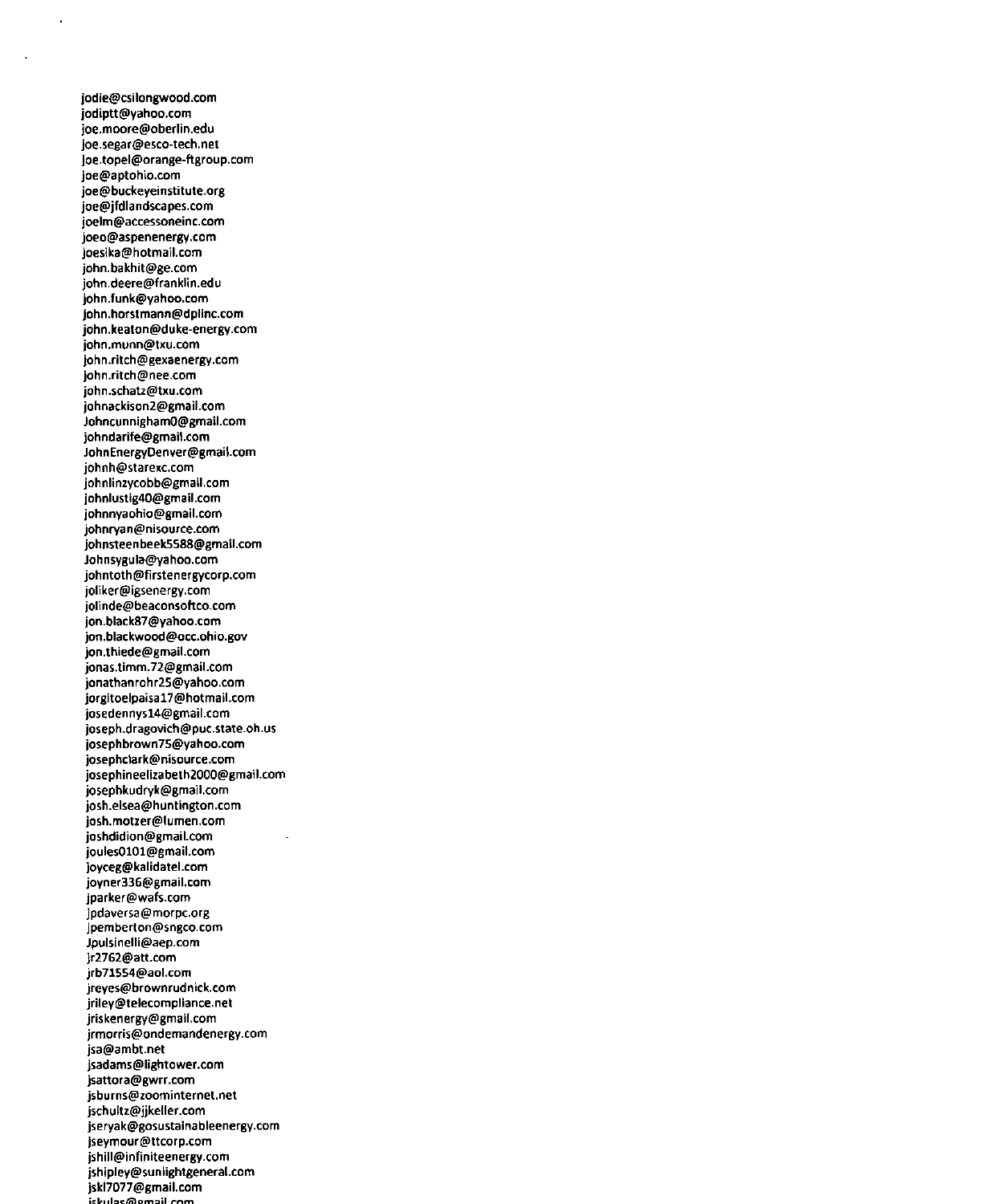jodie@csilongwood.com
jodiptt@yahoo.com
joe.moore@oberlin.edu
joe.segar@esco-tech.net
Joe.topel@orange-ftgroup.com
joe@aptohio.com
joe@buckeyeinstitute.org
joe@jfdlandscapes.com
joelm@accessoneinc.com
joeo@aspenenergy.com
joesika@hotmail.com
john.bakhit@ge.com
john.deere@franklin.edu
john.funk@yahoo.com
john.horstmann@dplinc.com
john.keaton@duke-energy.com
john.munn@txu.com
john.ritch@gexaenergy.com
john.ritch@nee.com
john.schatz@txu.com
johnackison2@gmail.com
Johncunnigham0@gmail.com
johndarife@gmail.com
JohnEnergyDenver@gmail.com
johnh@starexc.com
johnlinzycobb@gmail.com
johnlustig40@gmail.com
johnnyaohio@gmail.com
johnryan@nisource.com
johnsteenbeek5588@gmail.com
Johnsygula@yahoo.com
johntoth@firstenergycorp.com
joliker@igsenergy.com
jolinde@beaconsoftco.com
jon.black87@yahoo.com
jon.blackwood@occ.ohio.gov
jon.thiede@gmail.com
jonas.timm.72@gmail.com
jonathanrohr25@yahoo.com
jorgltoelpaisa17@hotmail.com
josedennys14@gmail.com
joseph.dragovich@puc.state.oh.us
josephbrown75@yahoo.com
josephclark@nisource.com
josephineelizabeth2000@gmail.com
josephkudryk@gmail.com
josh.elsea@huntington.com
josh.motzer@lumen.com
joshdidion@gmail.com
joules0101@gmail.com
joyceg@kalidatel.com
joyner336@gmail.com
jparker@wafs.com
Jpdaversa@morpc.org
jpemberton@sngco.com
Jpulsinelli@aep.com
jr2762@att.com
jrb71554@aol.com
jreyes@brownrudnick.com
jriley@telecompliance.net
jriskenergy@gmail.com
jrmorris@ondemandenergy.com
jsa@ambt.net
jsadams@lightower.com
jsattora@gwrr.com
jsburns@zoominternet.net
jschultz@jjkeller.com
jseryak@gosustainableenergy.com
jseymour@ttcorp.com
jshill@infiniteenergy.com
jshipley@sunlightgeneral.com
jskl7077@gmail.com
jskulas@gmail.com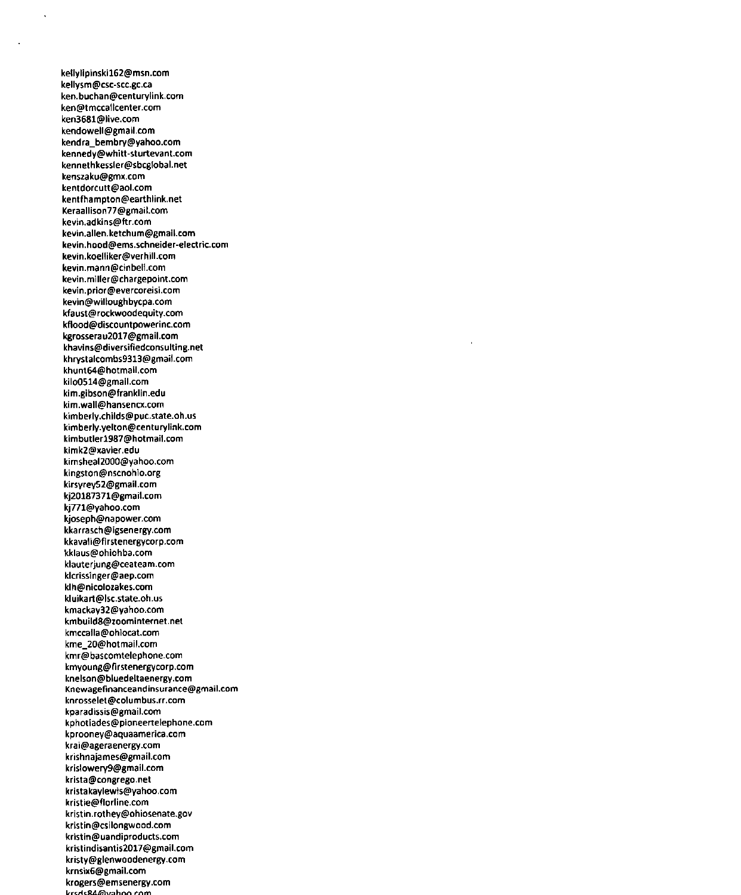kellylipinski162@msn.com
kellysm@csc-scc.gc.ca
ken.buchan@centurylink.com
ken@tmccallcenter.com
ken3681@live.com
kendowell@gmail.com
kendra_bembry@yahoo.com
kennedy@whitt-sturtevant.com
kennethkessler@sbcglobal.net
kenszaku@gmx.com
kentdorcutt@aol.com
kentfhampton@earthlink.net
Keraallison77@gmail.com
kevin.adkins@ftr.com
kevin.allen.ketchum@gmail.com
kevin.hood@ems.schneider-electric.com
kevin.koelliker@verhill.com
kevin.mann@cinbell.com
kevin.miller@chargepoint.com
kevin.prior@evercoreisi.com
kevin@willoughbycpa.com
kfaust@rockwoodequity.com
kflood@discountpowerinc.com
kgrosserau2017@gmail.com
khavins@diversifiedconsulting.net
khrystalcombs9313@gmail.com
khunt64@hotmail.com
kilo0514@gmail.com
kim.gibson@franklin.edu
kim.wall@hansencx.com
kimberly.childs@puc.state.oh.us
kimberly.yelton@centurylink.com
kimbutler1987@hotmail.com
kimk2@xavier.edu
kimsheal2000@yahoo.com
kingston@nscnohio.org
kirsyrey52@gmail.com
kj20187371@gmail.com
kj771@yahoo.com
kjoseph@napower.com
kkarrasch@igsenergy.com
kkavali@firstenergycorp.com
kklaus@ohiohba.com
klauterjung@ceateam.com
klcrissinger@aep.com
klh@nicolozakes.com
kluikart@lsc.state.oh.us
kmackay32@yahoo.com
kmbuild8@zoominternet.net
kmccalla@ohiocat.com
kme_20@hotmail.com
kmr@bascomtelephone.com
kmyoung@firstenergycorp.com
knelson@bluedeltaenergy.com
Knewagefinanceandinsurance@gmail.com
knrosselet@columbus.rr.com
kparadissis@gmail.com
kphotiades@pioneertelephone.com
kprooney@aquaamerica.com
krai@ageraenergy.com
krishnajames@gmail.com
krislowery9@gmail.com
krista@congrego.net
kristakaylewis@yahoo.com
kristie@florline.com
kristin.rothey@ohiosenate.gov
kristin@csilongwood.com
kristin@uandiproducts.com
kristindisantis2017@gmail.com
kristy@glenwoodenergy.com
krnsix6@gmail.com
krogers@emsenergy.com
krsds84@yahoo.com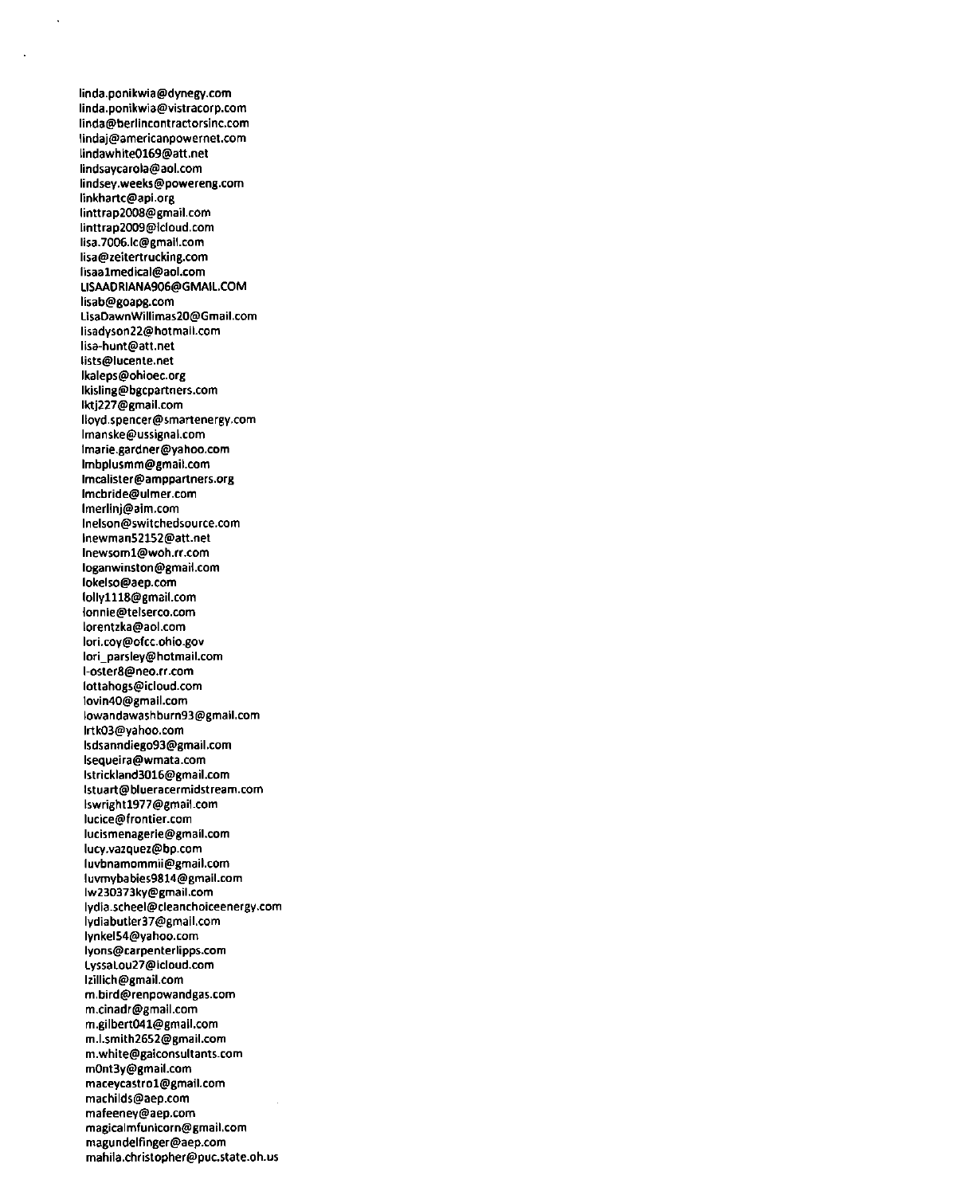linda.ponikwia@dynegy.com
linda.ponikwia@vistracorp.com
linda@berlincontractorsinc.com
lindaj@americanpowernet.com
lindawhite0169@att.net
lindsaycarola@aol.com
lindsey.weeks@powereng.com
linkhartc@api.org
linttrap2008@gmail.com
linttrap2009@icloud.com
lisa.7006.lc@gmail.com
lisa@zeitertrucking.com
lisaa1medical@aol.com
LISAADRIANA906@GMAIL.COM
lisab@goapg.com
LisaDawnWillimas20@Gmail.com
lisadyson22@hotmail.com
lisa-hunt@att.net
lists@lucente.net
lkaleps@ohioec.org
lkisling@bgcpartners.com
lktj227@gmail.com
lloyd.spencer@smartenergy.com
lmanske@ussignal.com
lmarie.gardner@yahoo.com
lmbplusmm@gmail.com
lmcalister@amppartners.org
lmcbride@ulmer.com
lmerlinj@aim.com
lnelson@switchedsource.com
lnewman52152@att.net
lnewsom1@woh.rr.com
loganwinston@gmail.com
lokelso@aep.com
lolly1118@gmail.com
lonnie@telserco.com
lorentzka@aol.com
lori.coy@ofcc.ohio.gov
lori_parsley@hotmail.com
l-oster8@neo.rr.com
lottahogs@icloud.com
lovin40@gmail.com
lowandawashburn93@gmail.com
lrtk03@yahoo.com
lsdsanndiego93@gmail.com
lsequeira@wmata.com
lstrickland3016@gmail.com
lstuart@blueracermidstream.com
lswright1977@gmail.com
lucice@frontier.com
lucismenagerie@gmail.com
lucy.vazquez@bp.com
luvbnamommii@gmail.com
luvmybabies9814@gmail.com
lw230373ky@gmail.com
lydia.scheel@cleanchoiceenergy.com
lydiabutler37@gmail.com
lynkel54@yahoo.com
lyons@carpenterlipps.com
LyssaLou27@icloud.com
lzillich@gmail.com
m.bird@renpowandgas.com
m.cinadr@gmail.com
m.gilbert041@gmail.com
m.l.smith2652@gmail.com
m.white@gaiconsultants.com
m0nt3y@gmail.com
maceycastro1@gmail.com
machilds@aep.com
mafeeney@aep.com
magicalmfunicorn@gmail.com
magundelfinger@aep.com
mahila.christopher@puc.state.oh.us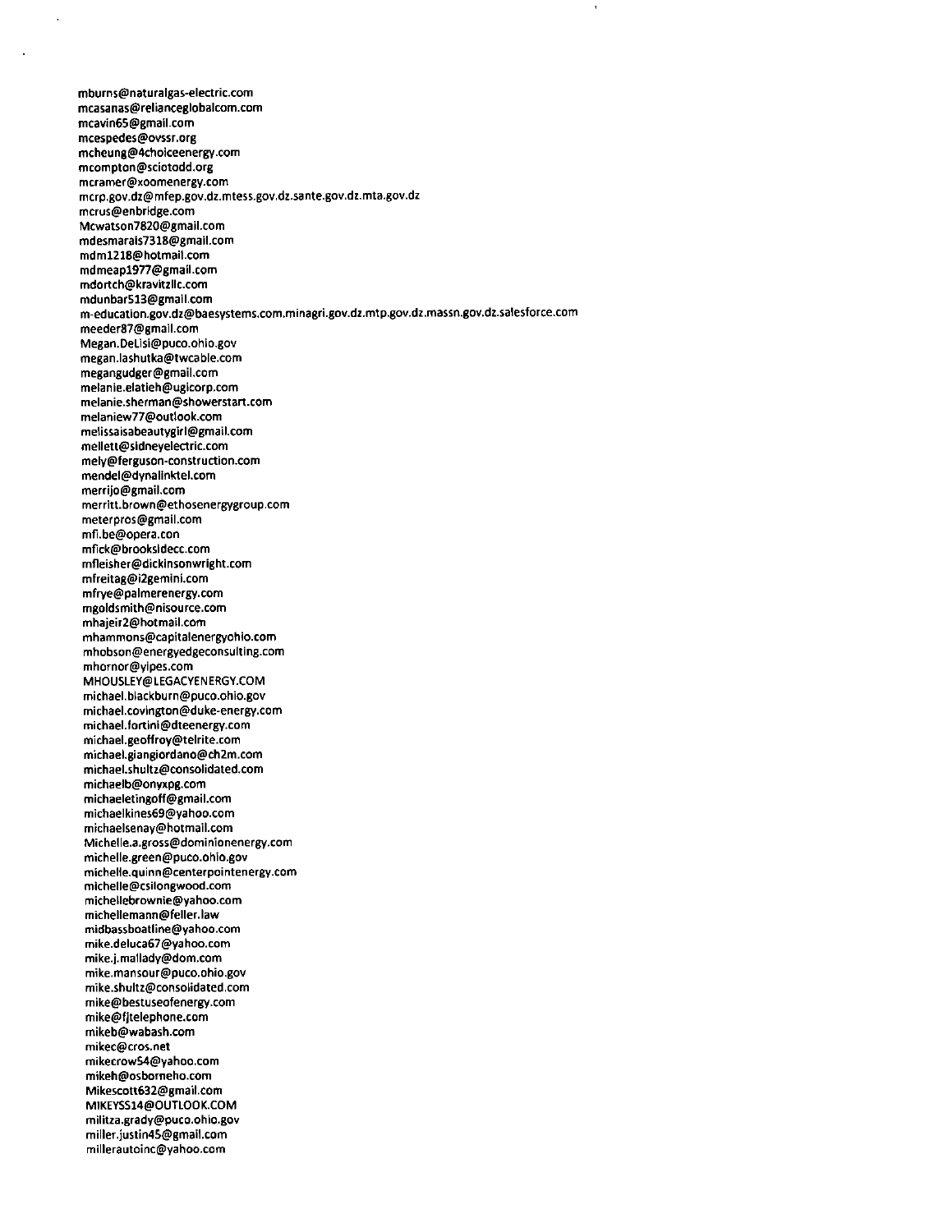mburns@naturalgas-electric.com
mcasanas@relianceglobalcom.com
mcavin65@gmail.com
mcespedes@ovssr.org
mcheung@4choiceenergy.com
mcompton@sciotodd.org
mcramer@xoomenergy.com
mcrp.gov.dz@mfep.gov.dz.mtess.gov.dz.sante.gov.dz.mta.gov.dz
mcrus@enbridge.com
Mcwatson7820@gmail.com
mdesmarais7318@gmail.com
mdm1218@hotmail.com
mdmeap1977@gmail.com
mdortch@kravitzllc.com
mdunbar513@gmail.com
m-education.gov.dz@baesystems.com.minagri.gov.dz.mtp.gov.dz.massn.gov.dz.salesforce.com
meeder87@gmail.com
Megan.DeLisi@puco.ohio.gov
megan.lashutka@twcable.com
megangudger@gmail.com
melanie.elatieh@ugicorp.com
melanie.sherman@showerstart.com
melaniew77@outlook.com
melissaisabeautygirl@gmail.com
mellett@sidneyelectric.com
mely@ferguson-construction.com
mendel@dynalinktel.com
merrijo@gmail.com
merritt.brown@ethosenergygroup.com
meterpros@gmail.com
mfl.be@opera.con
mfick@brooksidecc.com
mfleisher@dickinsonwright.com
mfreitag@i2gemini.com
mfrye@palmerenergy.com
mgoldsmith@nisource.com
mhajeir2@hotmail.com
mhammons@capitalenergyohio.com
mhobson@energyedgeconsulting.com
mhornor@yipes.com
MHOUSLEY@LEGACYENERGY.COM
michael.blackburn@puco.ohio.gov
michael.covington@duke-energy.com
michael.fortini@dteenergy.com
michael.geoffroy@telrite.com
michael.giangiordano@ch2m.com
michael.shultz@consolidated.com
michaelb@onyxpg.com
michaeletingoff@gmail.com
michaelkines69@yahoo.com
michaelsenay@hotmail.com
Michelle.a.gross@dominionenergy.com
michelle.green@puco.ohio.gov
michelle.quinn@centerpointenergy.com
michelle@csilongwood.com
michellebrownie@yahoo.com
michellemann@feller.law
midbassboatline@yahoo.com
mike.deluca67@yahoo.com
mike.j.mallady@dom.com
mike.mansour@puco.ohio.gov
mike.shultz@consolidated.com
mike@bestuseofenergy.com
mike@fjtelephone.com
mikeb@wabash.com
mikec@cros.net
mikecrow54@yahoo.com
mikeh@osborneho.com
Mikescott632@gmail.com
MIKEYSS14@OUTLOOK.COM
militza.grady@puco.ohio.gov
miller.justin45@gmail.com
millerautoinc@yahoo.com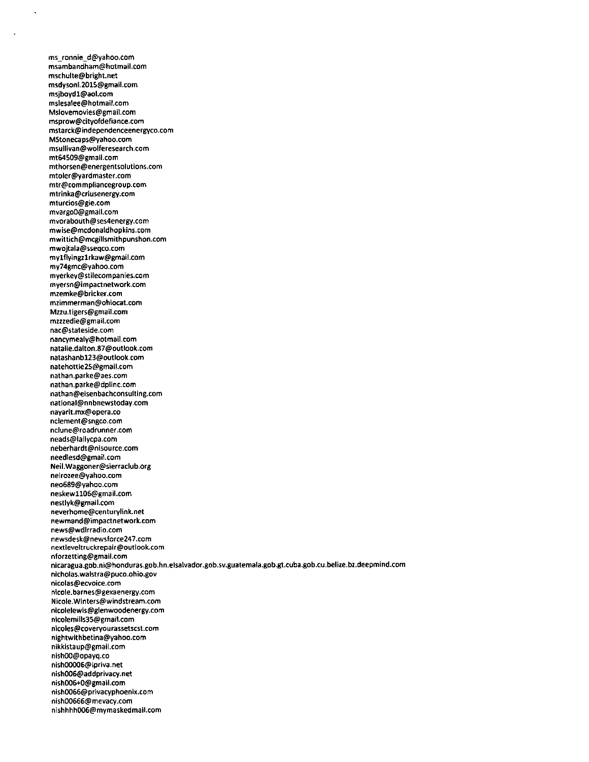ms_ronnie_d@yahoo.com
msambandham@hotmail.com
mschulte@bright.net
msdysonl.2015@gmail.com
msjboyd1@aol.com
mslesafee@hotmail.com
Mslovemovies@gmail.com
msprow@cityofdefiance.com
mstarck@independenceenergyco.com
MStonecaps@yahoo.com
msullivan@wolferesearch.com
mt64509@gmail.com
mthorsen@energentsolutions.com
mtoler@yardmaster.com
mtr@commpliancegroup.com
mtrinka@criusenergy.com
mturcios@gie.com
mvargo0@gmail.com
mvorabouth@ses4energy.com
mwise@mcdonaldhopkins.com
mwittich@mcgillsmithpunshon.com
mwojtala@sseqco.com
my1flyingz1rkaw@gmail.com
my74gmc@yahoo.com
myerkey@stilecompanies.com
myersn@impactnetwork.com
mzemke@bricker.com
mzimmerman@ohiocat.com
Mzzu.tigers@gmail.com
mzzzedie@gmail.com
nac@stateside.com
nancymealy@hotmail.com
natalie.dalton.87@outlook.com
natashanb123@outlook.com
natehottie25@gmail.com
nathan.parke@aes.com
nathan.parke@dplinc.com
nathan@eisenbachconsulting.com
national@nnbnewstoday.com
nayarit.mx@opera.co
nclement@sngco.com
nclune@roadrunner.com
neads@lallycpa.com
neberhardt@nisource.com
needlesd@gmail.com
Neil.Waggoner@sierraclub.org
nelrozee@yahoo.com
neo689@yahoo.com
neskew1106@gmail.com
nestlyk@gmail.com
neverhome@centurylink.net
newmand@impactnetwork.com
news@wdlrradio.com
newsdesk@newsforce247.com
nextleveltruckrepair@outlook.com
nforzetting@gmail.com
nicaragua.gob.ni@honduras.gob.hn.elsalvador.gob.sv.guatemala.gob.gt.cuba.gob.cu.belize.bz.deepmind.com
nicholas.walstra@puco.ohio.gov
nicolas@ecvoice.com
nicole.barnes@gexaenergy.com
Nicole.Winters@windstream.com
nicolelewis@glenwoodenergy.com
nicolemills35@gmail.com
nicoles@coveryourassetscst.com
nightwithbetina@yahoo.com
nikkistaup@gmail.com
nish00@opayq.co
nish00006@ipriva.net
nish006@addprivacy.net
nish006+0@gmail.com
nish0066@privacyphoenix.com
nish00666@mevacy.com
nishhhh006@mymaskedmail.com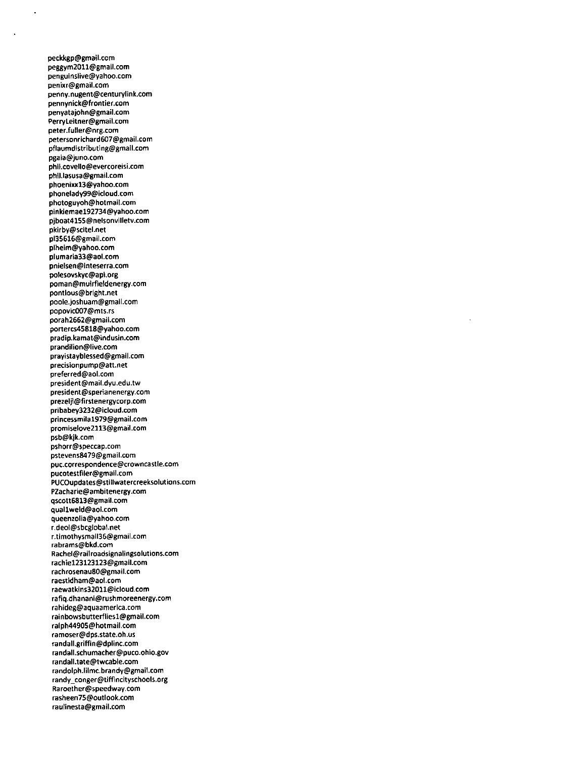peckkgp@gmail.com
peggym2011@gmail.com
penguinslive@yahoo.com
penixr@gmail.com
penny.nugent@centurylink.com
pennynick@frontier.com
penyatajohn@gmail.com
PerryLeitner@gmail.com
peter.fuller@nrg.com
petersonrichard607@gmail.com
pflaumdistributing@gmail.com
pgaia@juno.com
phil.covello@evercoreisi.com
phil.lasusa@gmail.com
phoenixx13@yahoo.com
phonelady99@icloud.com
photoguyoh@hotmail.com
pinkiemae192734@yahoo.com
pjboat4155@nelsonvilletv.com
pkirby@scitel.net
pl35616@gmail.com
plheim@yahoo.com
plumaria33@aol.com
pnielsen@inteserra.com
polesovskyc@api.org
poman@muirfieldenergy.com
pontious@bright.net
poole.joshuam@gmail.com
popovic007@mts.rs
porah2662@gmail.com
portercs45818@yahoo.com
pradip.kamat@indusin.com
prandilion@live.com
prayistayblessed@gmail.com
precisionpump@att.net
preferred@aol.com
president@mail.dyu.edu.tw
president@sperianenergy.com
prezelji@firstenergycorp.com
pribabey3232@icloud.com
princessmila1979@gmail.com
promiselove2113@gmail.com
psb@kjk.com
pshorr@speccap.com
pstevens8479@gmail.com
puc.correspondence@crowncastle.com
pucotestfiler@gmail.com
PUCOupdates@stillwatercreeksolutions.com
PZacharie@ambitenergy.com
qscott6813@gmail.com
qual1weld@aol.com
queenzolia@yahoo.com
r.deol@sbcglobal.net
r.timothysmall36@gmail.com
rabrams@bkd.com
Rachel@railroadsignalingsolutions.com
rachie123123123@gmail.com
rachrosenau80@gmail.com
raestidham@aol.com
raewatkins32011@icloud.com
rafiq.dhanani@rushmoreenergy.com
rahideg@aquaamerica.com
rainbowsbutterflies1@gmail.com
ralph44905@hotmail.com
ramoser@dps.state.oh.us
randall.griffin@dplinc.com
randall.schumacher@puco.ohio.gov
randall.tate@twcable.com
randolph.lilmc.brandy@gmail.com
randy_conger@tiffincityschools.org
Raroether@speedway.com
rasheen75@outlook.com
raulinesta@gmail.com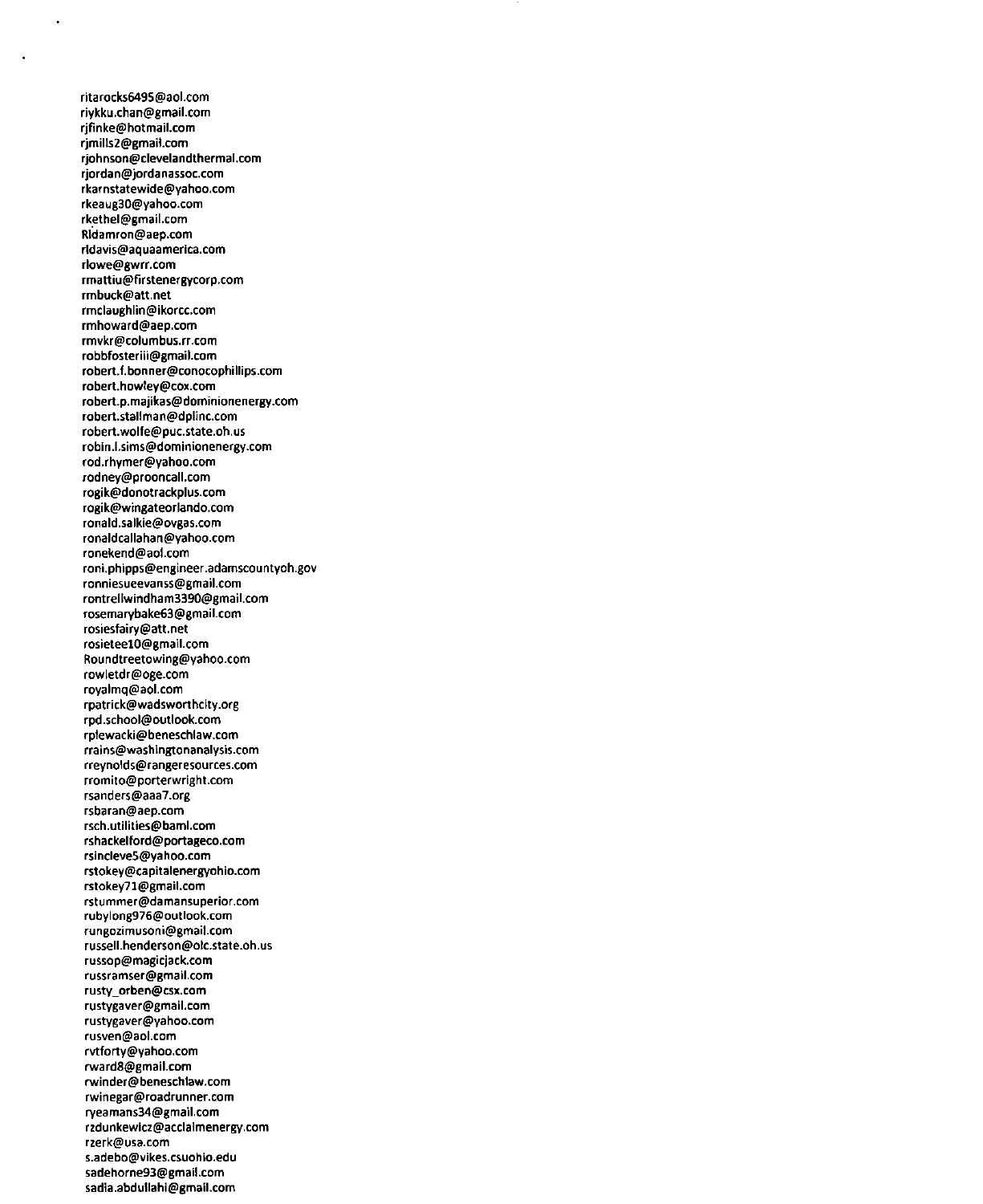ritarocks6495@aol.com
riykku.chan@gmail.com
rjfinke@hotmail.com
rjmills2@gmail.com
rjohnson@clevelandthermal.com
rjordan@jordanassoc.com
rkarnstatewide@yahoo.com
rkeaug30@yahoo.com
rkethel@gmail.com
Rldamron@aep.com
rldavis@aquaamerica.com
rlowe@gwrr.com
rmattiu@firstenergycorp.com
rmbuck@att.net
rmclaughlin@ikorcc.com
rmhoward@aep.com
rmvkr@columbus.rr.com
robbfosteriii@gmail.com
robert.f.bonner@conocophillips.com
robert.howley@cox.com
robert.p.majikas@dominionenergy.com
robert.stallman@dplinc.com
robert.wolfe@puc.state.oh.us
robin.l.sims@dominionenergy.com
rod.rhymer@yahoo.com
rodney@prooncall.com
rogik@donotrackplus.com
rogik@wingateorlando.com
ronald.salkie@ovgas.com
ronaldcallahan@yahoo.com
ronekend@aol.com
roni.phipps@engineer.adamscountyoh.gov
ronniesueevanss@gmail.com
rontrellwindham3390@gmail.com
rosemarybake63@gmail.com
rosiesfairy@att.net
rosietee10@gmail.com
Roundtreetowing@yahoo.com
rowletdr@oge.com
royalmq@aol.com
rpatrick@wadsworthcity.org
rpd.school@outlook.com
rplewacki@beneschlaw.com
rrains@washingtonanalysis.com
rreynolds@rangeresources.com
rromito@porterwright.com
rsanders@aaa7.org
rsbaran@aep.com
rsch.utilities@baml.com
rshackelford@portageco.com
rsincleve5@yahoo.com
rstokey@capitalenergyohio.com
rstokey71@gmail.com
rstummer@damansuperior.com
rubylong976@outlook.com
rungozimusoni@gmail.com
russell.henderson@olc.state.oh.us
russop@magicjack.com
russramser@gmail.com
rusty_orben@csx.com
rustygaver@gmail.com
rustygaver@yahoo.com
rusven@aol.com
rvtforty@yahoo.com
rward8@gmail.com
rwinder@beneschlaw.com
rwinegar@roadrunner.com
ryeamans34@gmail.com
rzdunkewicz@acclaimenergy.com
rzerk@usa.com
s.adebo@vikes.csuohio.edu
sadehorne93@gmail.com
sadia.abdullahi@gmail.com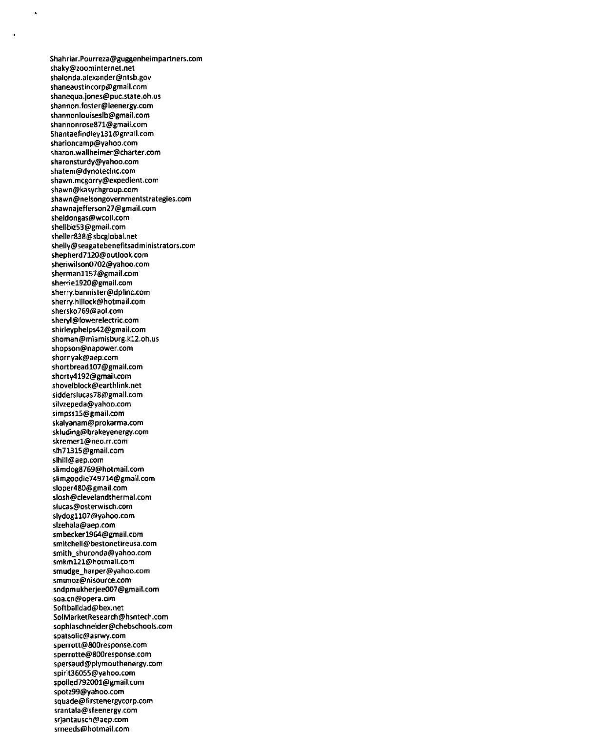Shahriar.Pourreza@guggenheimpartners.com
shaky@zoominternet.net
shalonda.alexander@ntsb.gov
shaneaustincorp@gmail.com
shanequa.jones@puc.state.oh.us
shannon.foster@leenergy.com
shannonlouiseslb@gmail.com
shannonrose871@gmail.com
Shantaefindley131@gmail.com
sharloncamp@yahoo.com
sharon.wallheimer@charter.com
sharonsturdy@yahoo.com
shatem@dynotecinc.com
shawn.mcgorry@expedient.com
shawn@kasychgroup.com
shawn@nelsongovernmentstrategies.com
shawnajefferson27@gmail.com
sheldongas@wcoil.com
shellbiz53@gmail.com
sheller838@sbcglobal.net
shelly@seagatebenefitsadministrators.com
shepherd7120@outlook.com
sheriwilson0702@yahoo.com
sherman1157@gmail.com
sherrie1920@gmail.com
sherry.bannister@dplinc.com
sherry.hillock@hotmail.com
shersko769@aol.com
sheryl@lowerelectric.com
shirleyphelps42@gmail.com
shoman@miamisburg.k12.oh.us
shopson@napower.com
shornyak@aep.com
shortbread107@gmail.com
shorty4192@gmail.com
shovelblock@earthlink.net
sidderslucas78@gmall.com
silvzepeda@yahoo.com
simpss15@gmail.com
skalyanam@prokarma.com
skluding@brakeyenergy.com
skremer1@neo.rr.com
slh71315@gmail.com
slhill@aep.com
slimdog8769@hotmail.com
slimgoodie749714@gmail.com
sloper480@gmail.com
slosh@clevelandthermal.com
slucas@osterwisch.com
slydog1107@yahoo.com
slzehala@aep.com
smbecker1964@gmail.com
smitchell@bestonetireusa.com
smith_shuronda@yahoo.com
smkm121@hotmail.com
smudge_harper@yahoo.com
smunoz@nisource.com
sndpmukherjee007@gmail.com
soa.cn@opera.cim
Softballdad@bex.net
SolMarketResearch@hsntech.com
sophiaschneider@chebschools.com
spatsolic@asrwy.com
sperrott@800response.com
sperrotte@800response.com
spersaud@plymouthenergy.com
spirit36055@yahoo.com
spoiled792001@gmail.com
spotz99@yahoo.com
squade@firstenergycorp.com
srantala@sfeenergy.com
srjantausch@aep.com
srneeds@hotmail.com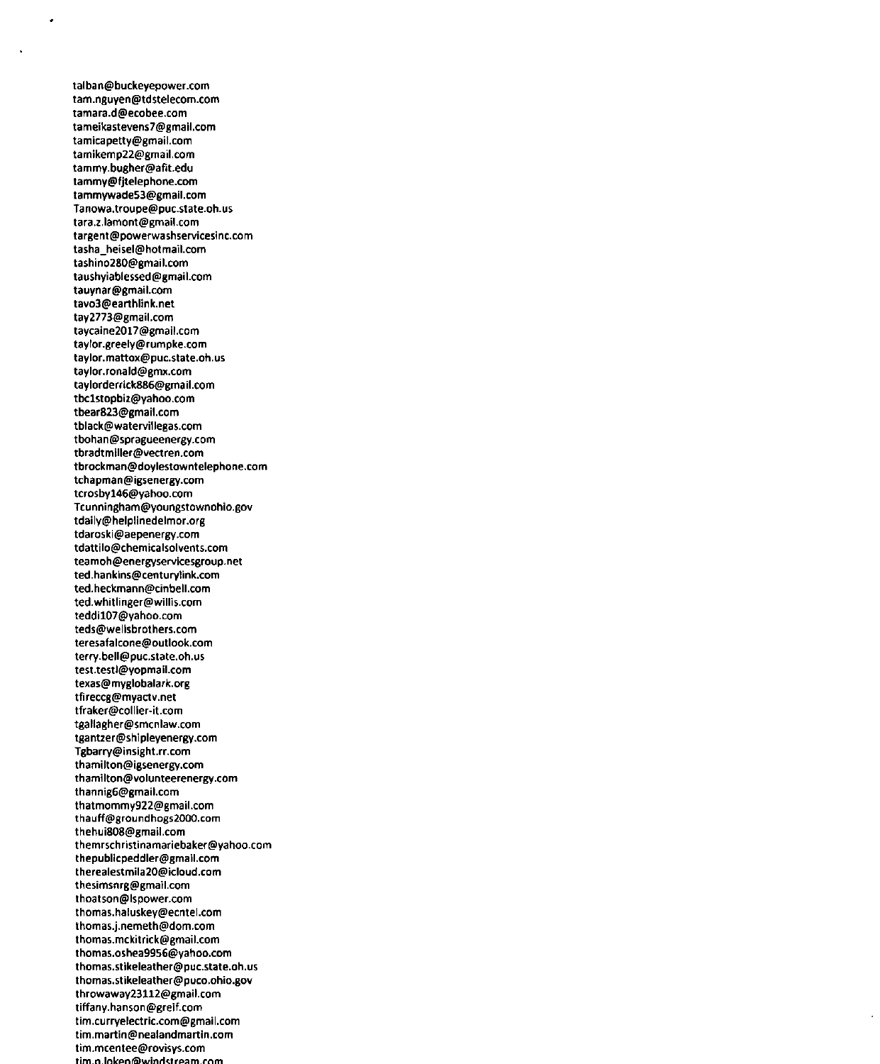talban@buckeyepower.com
tam.nguyen@tdstelecom.com
tamara.d@ecobee.com
tameikastevens7@gmail.com
tamicapetty@gmail.com
tamikemp22@gmail.com
tammy.bugher@afit.edu
tammy@fjtelephone.com
tammywade53@gmail.com
Tanowa.troupe@puc.state.oh.us
tara.z.lamont@gmail.com
targent@powerwashservicesinc.com
tasha_heisel@hotmail.com
tashino280@gmail.com
taushyiablessed@gmail.com
tauynar@gmail.com
tavo3@earthlink.net
tay2773@gmail.com
taycaine2017@gmail.com
taylor.greely@rumpke.com
taylor.mattox@puc.state.oh.us
taylor.ronald@gmx.com
taylorderrick886@gmail.com
tbc1stopbiz@yahoo.com
tbear823@gmail.com
tblack@watervillegas.com
tbohan@spragueenergy.com
tbradtmiller@vectren.com
tbrockman@doylestowntelephone.com
tchapman@igsenergy.com
tcrosby146@yahoo.com
Tcunningham@youngstownohio.gov
tdaily@helplinedelmor.org
tdaroski@aepenergy.com
tdattilo@chemicalsolvents.com
teamoh@energyservicesgroup.net
ted.hankins@centurylink.com
ted.heckmann@cinbell.com
ted.whitlinger@willis.com
teddi107@yahoo.com
teds@wellsbrothers.com
teresafalcone@outlook.com
terry.bell@puc.state.oh.us
test.testl@yopmail.com
texas@myglobalark.org
tfireccg@myactv.net
tfraker@collier-it.com
tgallagher@smcnlaw.com
tgantzer@shipleyenergy.com
Tgbarry@insight.rr.com
thamilton@igsenergy.com
thamilton@volunteerenergy.com
thannig6@gmail.com
thatmommy922@gmail.com
thauff@groundhogs2000.com
thehui808@gmail.com
themrschristinamariebaker@yahoo.com
thepublicpeddler@gmail.com
therealestmila20@icloud.com
thesimsnrg@gmail.com
thoatson@lspower.com
thomas.haluskey@ecntel.com
thomas.j.nemeth@dom.com
thomas.mckitrick@gmail.com
thomas.oshea9956@yahoo.com
thomas.stikeleather@puc.state.oh.us
thomas.stikeleather@puco.ohio.gov
throwaway23112@gmail.com
tiffany.hanson@greif.com
tim.curryelectric.com@gmail.com
tim.martin@nealandmartin.com
tim.mcentee@rovisys.com
tim.p.loken@windstream.com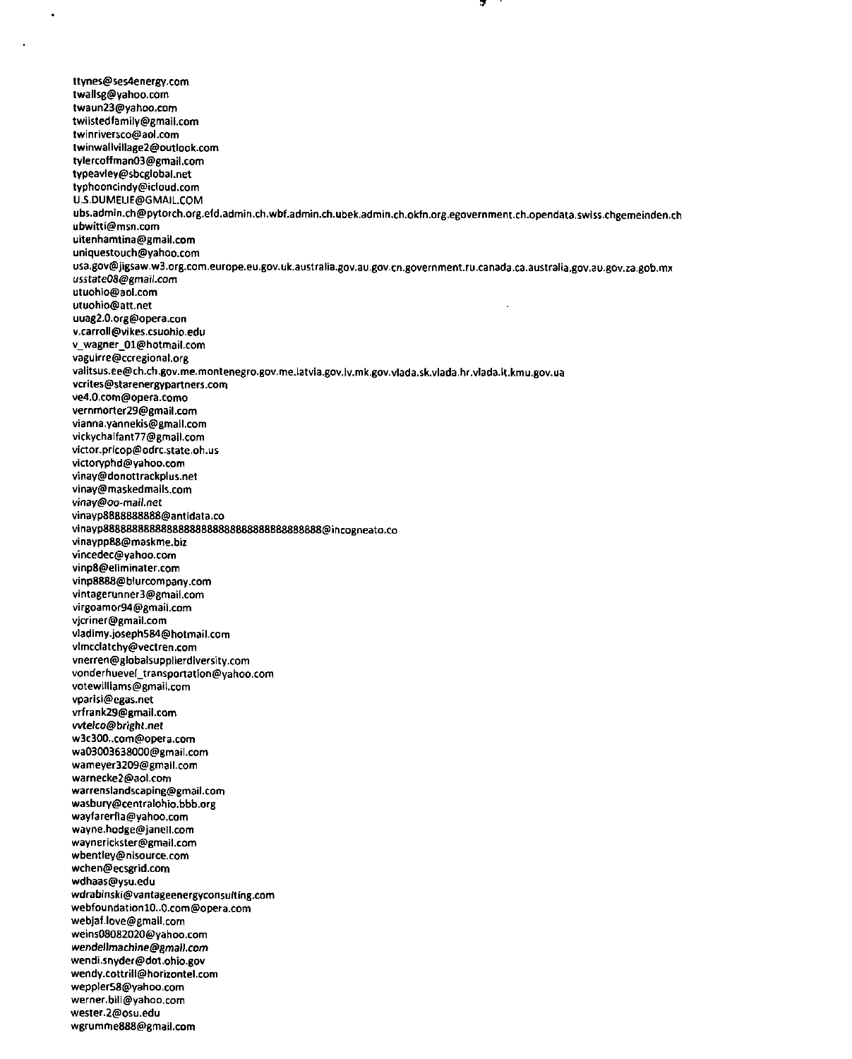ttynes@ses4energy.com
twallsg@yahoo.com
twaun23@yahoo.com
twiistedfamily@gmail.com
twinriversco@aol.com
twinwallvillage2@outlook.com
tylercoffman03@gmail.com
typeavley@sbcglobal.net
typhooncindy@icloud.com
U.S.DUMELIE@GMAIL.COM
ubs.admin.ch@pytorch.org.efd.admin.ch.wbf.admin.ch.ubek.admin.ch.okfn.org.egovernment.ch.opendata.swiss.chgemeinden.ch
ubwitti@msn.com
uitenhamtina@gmail.com
uniquestouch@yahoo.com
usa.gov@jigsaw.w3.org.com.europe.eu.gov.uk.australia.gov.au.gov.cn.government.ru.canada.ca.australia.gov.au.gov.za.gob.mx
*usstate08@gmail.com*
utuohio@aol.com
utuohio@att.net
uuag2.0.org@opera.con
v.carroll@vikes.csuohio.edu
v_wagner_01@hotmail.com
vaguirre@ccregional.org
valitsus.ee@ch.ch.gov.me.montenegro.gov.me.latvia.gov.lv.mk.gov.vlada.sk.vlada.hr.vlada.lt.kmu.gov.ua
vcrites@starenergypartners.com
ve4.0.com@opera.como
vernmorter29@gmail.com
vianna.yannekis@gmail.com
vickychalfant77@gmail.com
victor.pricop@odrc.state.oh.us
victoryphd@yahoo.com
vinay@donottrackplus.net
vinay@maskedmails.com
*vinay@oo-mail.net*
vinayp8888888888@antidata.co
vinayp8888888888888888888888888888888888888888@incogneato.co
vinaypp88@maskme.biz
vincedec@yahoo.com
vinp8@eliminater.com
vinp8888@blurcompany.com
vintagerunner3@gmail.com
virgoamor94@gmail.com
vjcriner@gmail.com
vladimy.joseph584@hotmail.com
vlmcclatchy@vectren.com
vnerren@globalsupplierdiversity.com
vonderhuevel_transportation@yahoo.com
votewilliams@gmail.com
vparisi@egas.net
vrfrank29@gmail.com
*vvtelco@bright.net*
w3c300..com@opera.com
wa03003638000@gmail.com
wameyer3209@gmail.com
warnecke2@aol.com
warrenslandscaping@gmail.com
wasbury@centralohio.bbb.org
wayfarerfla@yahoo.com
wayne.hodge@janell.com
waynerickster@gmail.com
wbentley@nisource.com
wchen@ecsgrid.com
wdhaas@ysu.edu
wdrabinski@vantageenergyconsulting.com
webfoundation10..0.com@opera.com
webjaf.love@gmail.com
weins08082020@yahoo.com
*wendellmachine@gmail.com*
wendi.snyder@dot.ohio.gov
wendy.cottrill@horizontel.com
weppler58@yahoo.com
werner.bill@yahoo.com
wester.2@osu.edu
wgrumme888@gmail.com